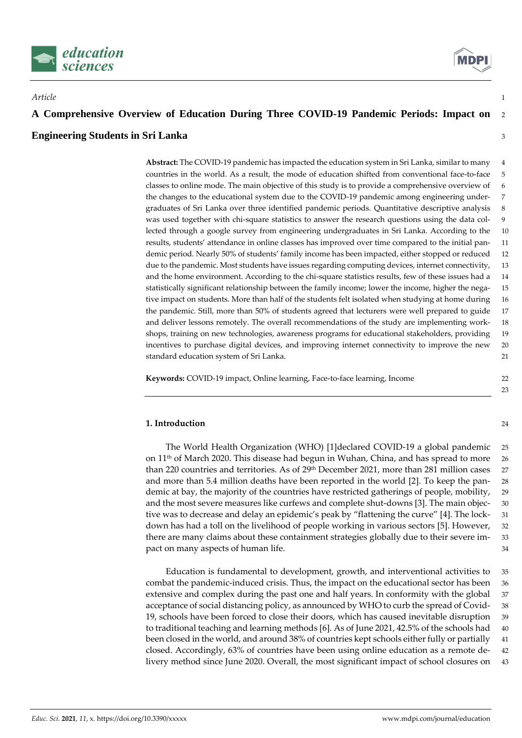*Article*

# A Comprehensive Overview of Education During Three COVID-19 Pandemic Periods: Impact on Engineering Students in Sri Lanka

**Abstract:** The COVID-19 pandemic has impacted the education system in Sri Lanka, similar to many countries in the world. As a result, the mode of education shifted from conventional face-to-face classes to online mode. The main objective of this study is to provide a comprehensive overview of the changes to the educational system due to the COVID-19 pandemic among engineering undergraduates of Sri Lanka over three identified pandemic periods. Quantitative descriptive analysis was used together with chi-square statistics to answer the research questions using the data collected through a google survey from engineering undergraduates in Sri Lanka. According to the results, students' attendance in online classes has improved over time compared to the initial pandemic period. Nearly 50% of students' family income has been impacted, either stopped or reduced due to the pandemic. Most students have issues regarding computing devices, internet connectivity, and the home environment. According to the chi-square statistics results, few of these issues had a statistically significant relationship between the family income; lower the income, higher the negative impact on students. More than half of the students felt isolated when studying at home during the pandemic. Still, more than 50% of students agreed that lecturers were well prepared to guide and deliver lessons remotely. The overall recommendations of the study are implementing workshops, training on new technologies, awareness programs for educational stakeholders, providing incentives to purchase digital devices, and improving internet connectivity to improve the new standard education system of Sri Lanka.

**Keywords:** COVID-19 impact, Online learning, Face-to-face learning, Income

## 1. Introduction

The World Health Organization (WHO) [1]declared COVID-19 a global pandemic on 11th of March 2020. This disease had begun in Wuhan, China, and has spread to more than 220 countries and territories. As of 29th December 2021, more than 281 million cases and more than 5.4 million deaths have been reported in the world [2]. To keep the pandemic at bay, the majority of the countries have restricted gatherings of people, mobility, and the most severe measures like curfews and complete shut-downs [3]. The main objective was to decrease and delay an epidemic's peak by "flattening the curve" [4]. The lockdown has had a toll on the livelihood of people working in various sectors [5]. However, there are many claims about these containment strategies globally due to their severe impact on many aspects of human life.

Education is fundamental to development, growth, and interventional activities to combat the pandemic-induced crisis. Thus, the impact on the educational sector has been extensive and complex during the past one and half years. In conformity with the global acceptance of social distancing policy, as announced by WHO to curb the spread of Covid-19, schools have been forced to close their doors, which has caused inevitable disruption to traditional teaching and learning methods [6]. As of June 2021, 42.5% of the schools had been closed in the world, and around 38% of countries kept schools either fully or partially closed. Accordingly, 63% of countries have been using online education as a remote delivery method since June 2020. Overall, the most significant impact of school closures on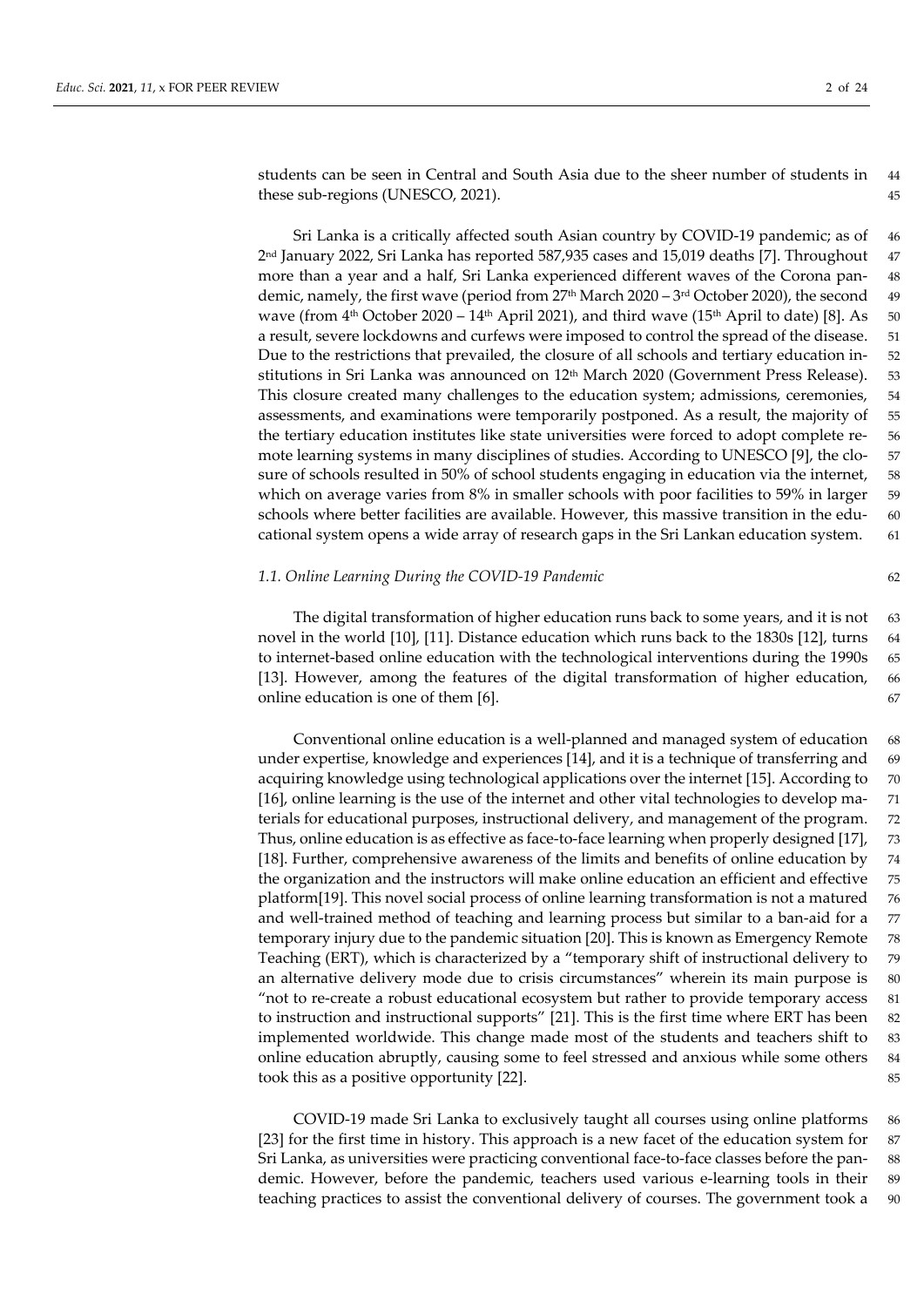students can be seen in Central and South Asia due to the sheer number of students in these sub-regions (UNESCO, 2021).

Sri Lanka is a critically affected south Asian country by COVID-19 pandemic; as of 2nd January 2022, Sri Lanka has reported 587,935 cases and 15,019 deaths [7]. Throughout more than a year and a half, Sri Lanka experienced different waves of the Corona pandemic, namely, the first wave (period from 27th March 2020 – 3rd October 2020), the second wave (from 4th October 2020 – 14th April 2021), and third wave (15th April to date) [8]. As a result, severe lockdowns and curfews were imposed to control the spread of the disease. Due to the restrictions that prevailed, the closure of all schools and tertiary education institutions in Sri Lanka was announced on 12th March 2020 (Government Press Release). This closure created many challenges to the education system; admissions, ceremonies, assessments, and examinations were temporarily postponed. As a result, the majority of the tertiary education institutes like state universities were forced to adopt complete remote learning systems in many disciplines of studies. According to UNESCO [9], the closure of schools resulted in 50% of school students engaging in education via the internet, which on average varies from 8% in smaller schools with poor facilities to 59% in larger schools where better facilities are available. However, this massive transition in the educational system opens a wide array of research gaps in the Sri Lankan education system.

### *1.1. Online Learning During the COVID-19 Pandemic*

The digital transformation of higher education runs back to some years, and it is not novel in the world [10], [11]. Distance education which runs back to the 1830s [12], turns to internet-based online education with the technological interventions during the 1990s [13]. However, among the features of the digital transformation of higher education, online education is one of them [6].

Conventional online education is a well-planned and managed system of education under expertise, knowledge and experiences [14], and it is a technique of transferring and acquiring knowledge using technological applications over the internet [15]. According to [16], online learning is the use of the internet and other vital technologies to develop materials for educational purposes, instructional delivery, and management of the program. Thus, online education is as effective as face-to-face learning when properly designed [17], [18]. Further, comprehensive awareness of the limits and benefits of online education by the organization and the instructors will make online education an efficient and effective platform[19]. This novel social process of online learning transformation is not a matured and well-trained method of teaching and learning process but similar to a ban-aid for a temporary injury due to the pandemic situation [20]. This is known as Emergency Remote Teaching (ERT), which is characterized by a "temporary shift of instructional delivery to an alternative delivery mode due to crisis circumstances" wherein its main purpose is "not to re-create a robust educational ecosystem but rather to provide temporary access to instruction and instructional supports" [21]. This is the first time where ERT has been implemented worldwide. This change made most of the students and teachers shift to online education abruptly, causing some to feel stressed and anxious while some others took this as a positive opportunity [22].

COVID-19 made Sri Lanka to exclusively taught all courses using online platforms [23] for the first time in history. This approach is a new facet of the education system for Sri Lanka, as universities were practicing conventional face-to-face classes before the pandemic. However, before the pandemic, teachers used various e-learning tools in their teaching practices to assist the conventional delivery of courses. The government took a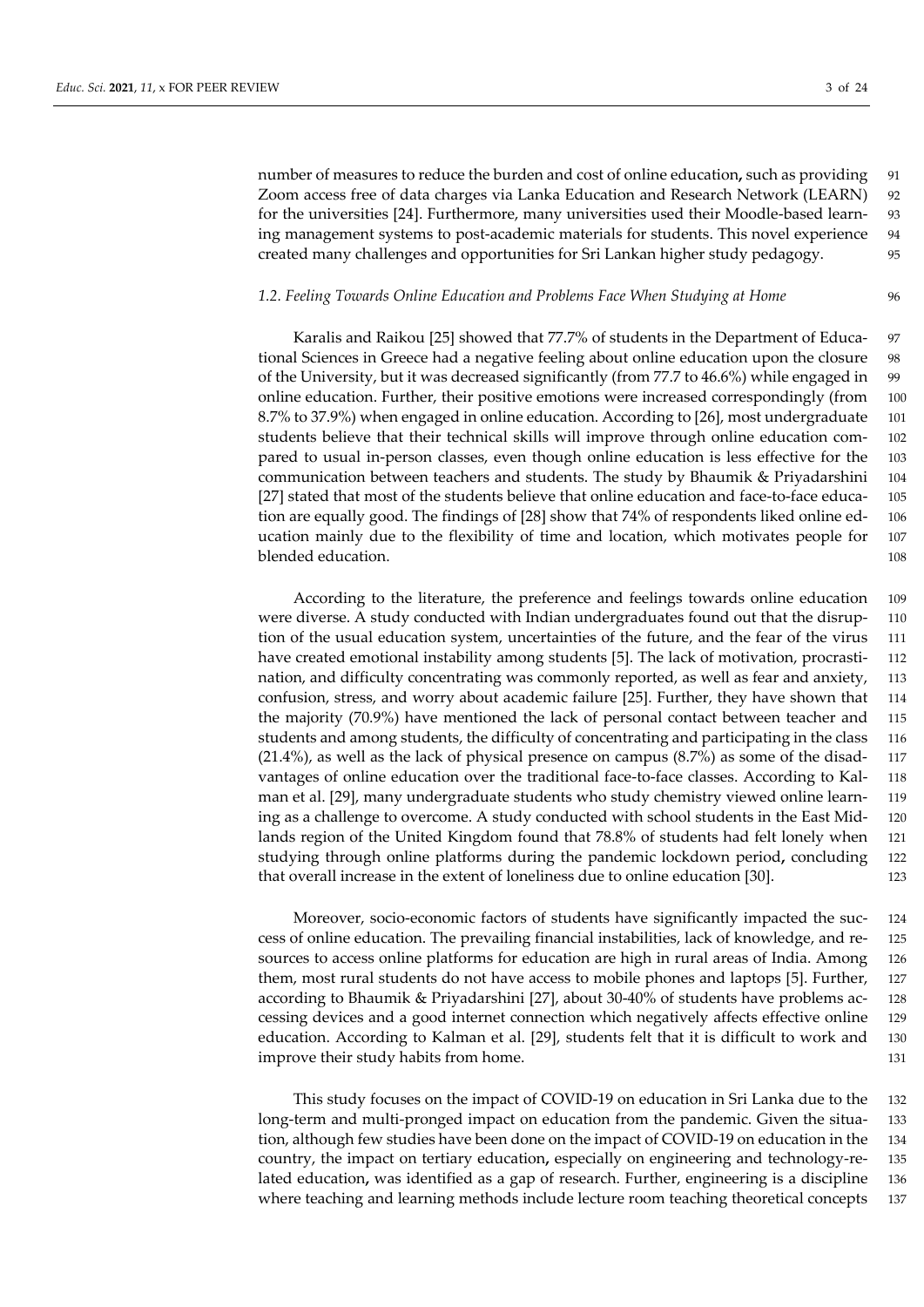number of measures to reduce the burden and cost of online education, such as providing Zoom access free of data charges via Lanka Education and Research Network (LEARN) for the universities [24]. Furthermore, many universities used their Moodle-based learning management systems to post-academic materials for students. This novel experience created many challenges and opportunities for Sri Lankan higher study pedagogy.

### *1.2. Feeling Towards Online Education and Problems Face When Studying at Home*

Karalis and Raikou [25] showed that 77.7% of students in the Department of Educational Sciences in Greece had a negative feeling about online education upon the closure of the University, but it was decreased significantly (from 77.7 to 46.6%) while engaged in online education. Further, their positive emotions were increased correspondingly (from 8.7% to 37.9%) when engaged in online education. According to [26], most undergraduate students believe that their technical skills will improve through online education compared to usual in-person classes, even though online education is less effective for the communication between teachers and students. The study by Bhaumik & Priyadarshini [27] stated that most of the students believe that online education and face-to-face education are equally good. The findings of [28] show that 74% of respondents liked online education mainly due to the flexibility of time and location, which motivates people for blended education.

According to the literature, the preference and feelings towards online education were diverse. A study conducted with Indian undergraduates found out that the disruption of the usual education system, uncertainties of the future, and the fear of the virus have created emotional instability among students [5]. The lack of motivation, procrastination, and difficulty concentrating was commonly reported, as well as fear and anxiety, confusion, stress, and worry about academic failure [25]. Further, they have shown that the majority (70.9%) have mentioned the lack of personal contact between teacher and students and among students, the difficulty of concentrating and participating in the class (21.4%), as well as the lack of physical presence on campus (8.7%) as some of the disadvantages of online education over the traditional face-to-face classes. According to Kalman et al. [29], many undergraduate students who study chemistry viewed online learning as a challenge to overcome. A study conducted with school students in the East Midlands region of the United Kingdom found that 78.8% of students had felt lonely when studying through online platforms during the pandemic lockdown period, concluding that overall increase in the extent of loneliness due to online education [30].

Moreover, socio-economic factors of students have significantly impacted the success of online education. The prevailing financial instabilities, lack of knowledge, and resources to access online platforms for education are high in rural areas of India. Among them, most rural students do not have access to mobile phones and laptops [5]. Further, according to Bhaumik & Priyadarshini [27], about 30-40% of students have problems accessing devices and a good internet connection which negatively affects effective online education. According to Kalman et al. [29], students felt that it is difficult to work and improve their study habits from home.

This study focuses on the impact of COVID-19 on education in Sri Lanka due to the long-term and multi-pronged impact on education from the pandemic. Given the situation, although few studies have been done on the impact of COVID-19 on education in the country, the impact on tertiary education, especially on engineering and technology-related education, was identified as a gap of research. Further, engineering is a discipline where teaching and learning methods include lecture room teaching theoretical concepts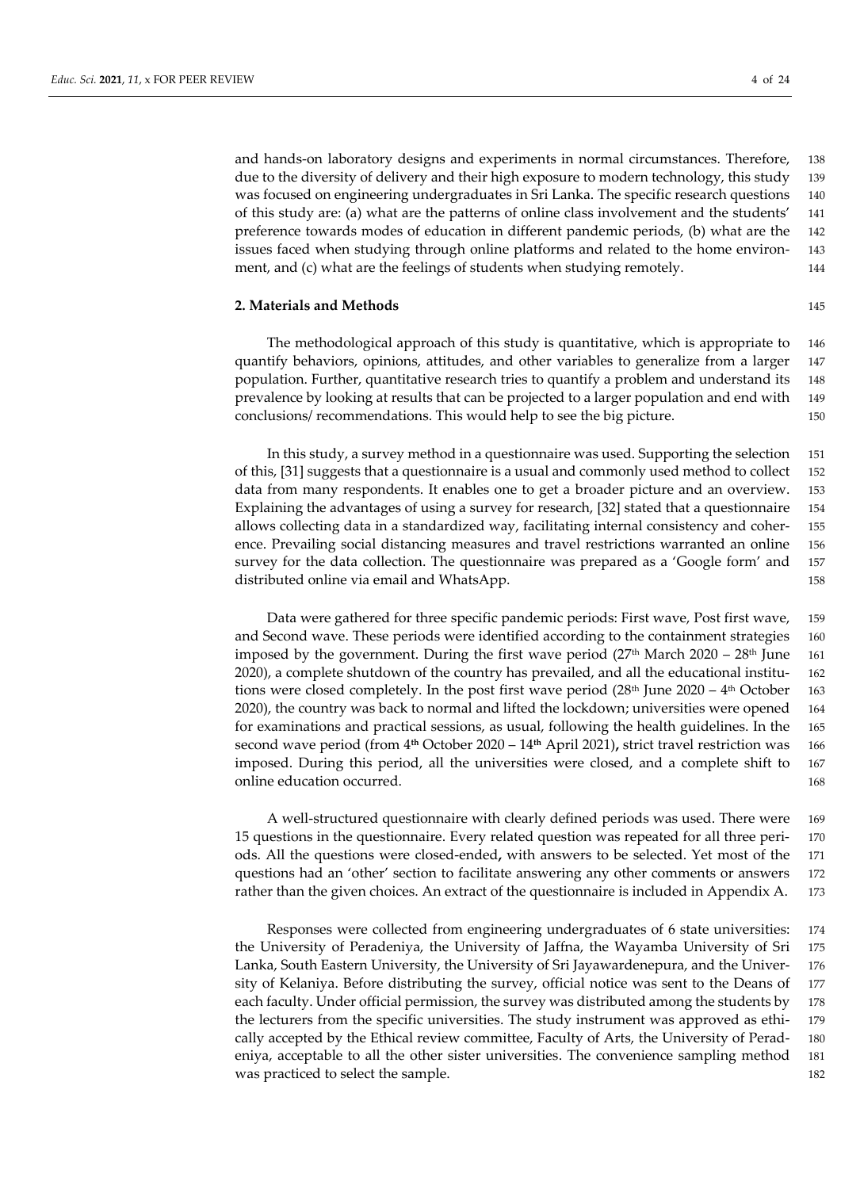and hands-on laboratory designs and experiments in normal circumstances. Therefore, due to the diversity of delivery and their high exposure to modern technology, this study was focused on engineering undergraduates in Sri Lanka. The specific research questions of this study are: (a) what are the patterns of online class involvement and the students' preference towards modes of education in different pandemic periods, (b) what are the issues faced when studying through online platforms and related to the home environment, and (c) what are the feelings of students when studying remotely.

## 2. Materials and Methods

The methodological approach of this study is quantitative, which is appropriate to quantify behaviors, opinions, attitudes, and other variables to generalize from a larger population. Further, quantitative research tries to quantify a problem and understand its prevalence by looking at results that can be projected to a larger population and end with conclusions/ recommendations. This would help to see the big picture.

In this study, a survey method in a questionnaire was used. Supporting the selection of this, [31] suggests that a questionnaire is a usual and commonly used method to collect data from many respondents. It enables one to get a broader picture and an overview. Explaining the advantages of using a survey for research, [32] stated that a questionnaire allows collecting data in a standardized way, facilitating internal consistency and coherence. Prevailing social distancing measures and travel restrictions warranted an online survey for the data collection. The questionnaire was prepared as a 'Google form' and distributed online via email and WhatsApp.

Data were gathered for three specific pandemic periods: First wave, Post first wave, and Second wave. These periods were identified according to the containment strategies imposed by the government. During the first wave period (27th March 2020 – 28th June 2020), a complete shutdown of the country has prevailed, and all the educational institutions were closed completely. In the post first wave period (28th June 2020 – 4th October 2020), the country was back to normal and lifted the lockdown; universities were opened for examinations and practical sessions, as usual, following the health guidelines. In the second wave period (from 4th October 2020 – 14th April 2021), strict travel restriction was imposed. During this period, all the universities were closed, and a complete shift to online education occurred.

A well-structured questionnaire with clearly defined periods was used. There were 15 questions in the questionnaire. Every related question was repeated for all three periods. All the questions were closed-ended, with answers to be selected. Yet most of the questions had an 'other' section to facilitate answering any other comments or answers rather than the given choices. An extract of the questionnaire is included in Appendix A.

Responses were collected from engineering undergraduates of 6 state universities: the University of Peradeniya, the University of Jaffna, the Wayamba University of Sri Lanka, South Eastern University, the University of Sri Jayawardenepura, and the University of Kelaniya. Before distributing the survey, official notice was sent to the Deans of each faculty. Under official permission, the survey was distributed among the students by the lecturers from the specific universities. The study instrument was approved as ethically accepted by the Ethical review committee, Faculty of Arts, the University of Peradeniya, acceptable to all the other sister universities. The convenience sampling method was practiced to select the sample.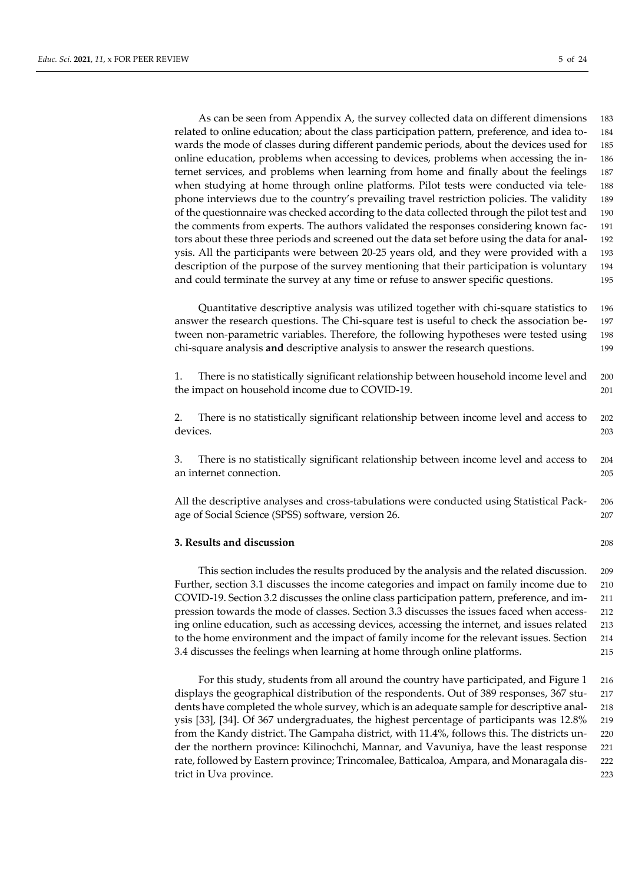As can be seen from Appendix A, the survey collected data on different dimensions related to online education; about the class participation pattern, preference, and idea towards the mode of classes during different pandemic periods, about the devices used for online education, problems when accessing to devices, problems when accessing the internet services, and problems when learning from home and finally about the feelings when studying at home through online platforms. Pilot tests were conducted via telephone interviews due to the country's prevailing travel restriction policies. The validity of the questionnaire was checked according to the data collected through the pilot test and the comments from experts. The authors validated the responses considering known factors about these three periods and screened out the data set before using the data for analysis. All the participants were between 20-25 years old, and they were provided with a description of the purpose of the survey mentioning that their participation is voluntary and could terminate the survey at any time or refuse to answer specific questions.

Quantitative descriptive analysis was utilized together with chi-square statistics to answer the research questions. The Chi-square test is useful to check the association between non-parametric variables. Therefore, the following hypotheses were tested using chi-square analysis **and** descriptive analysis to answer the research questions.

1. There is no statistically significant relationship between household income level and the impact on household income due to COVID-19.

2. There is no statistically significant relationship between income level and access to devices.

3. There is no statistically significant relationship between income level and access to an internet connection.

All the descriptive analyses and cross-tabulations were conducted using Statistical Package of Social Science (SPSS) software, version 26.

## 3. Results and discussion

This section includes the results produced by the analysis and the related discussion. Further, section 3.1 discusses the income categories and impact on family income due to COVID-19. Section 3.2 discusses the online class participation pattern, preference, and impression towards the mode of classes. Section 3.3 discusses the issues faced when accessing online education, such as accessing devices, accessing the internet, and issues related to the home environment and the impact of family income for the relevant issues. Section 3.4 discusses the feelings when learning at home through online platforms.

For this study, students from all around the country have participated, and Figure 1 displays the geographical distribution of the respondents. Out of 389 responses, 367 students have completed the whole survey, which is an adequate sample for descriptive analysis [33], [34]. Of 367 undergraduates, the highest percentage of participants was 12.8% from the Kandy district. The Gampaha district, with 11.4%, follows this. The districts under the northern province: Kilinochchi, Mannar, and Vavuniya, have the least response rate, followed by Eastern province; Trincomalee, Batticaloa, Ampara, and Monaragala district in Uva province.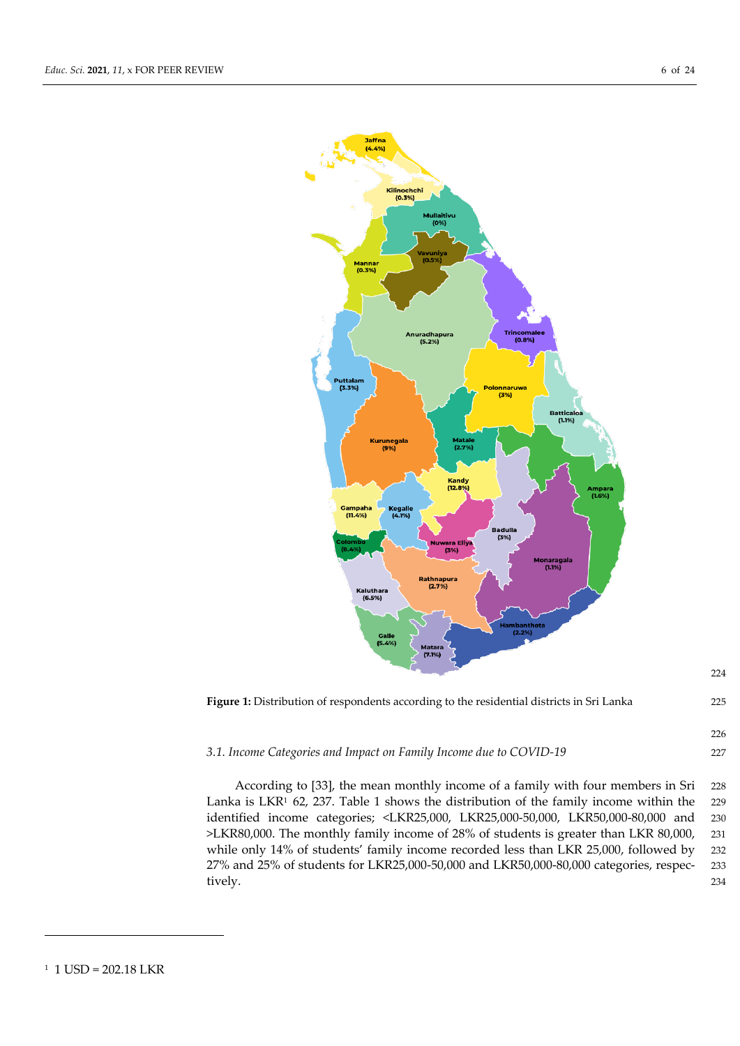**Figure 1:** Distribution of respondents according to the residential districts in Sri Lanka

### 3.1. Income Categories and Impact on Family Income due to COVID-19

According to [33], the mean monthly income of a family with four members in Sri Lanka is LKR[1] 62, 237. Table 1 shows the distribution of the family income within the identified income categories; <LKR25,000, LKR25,000-50,000, LKR50,000-80,000 and >LKR80,000. The monthly family income of 28% of students is greater than LKR 80,000, while only 14% of students' family income recorded less than LKR 25,000, followed by 27% and 25% of students for LKR25,000-50,000 and LKR50,000-80,000 categories, respectively.

[1] 1 USD = 202.18 LKR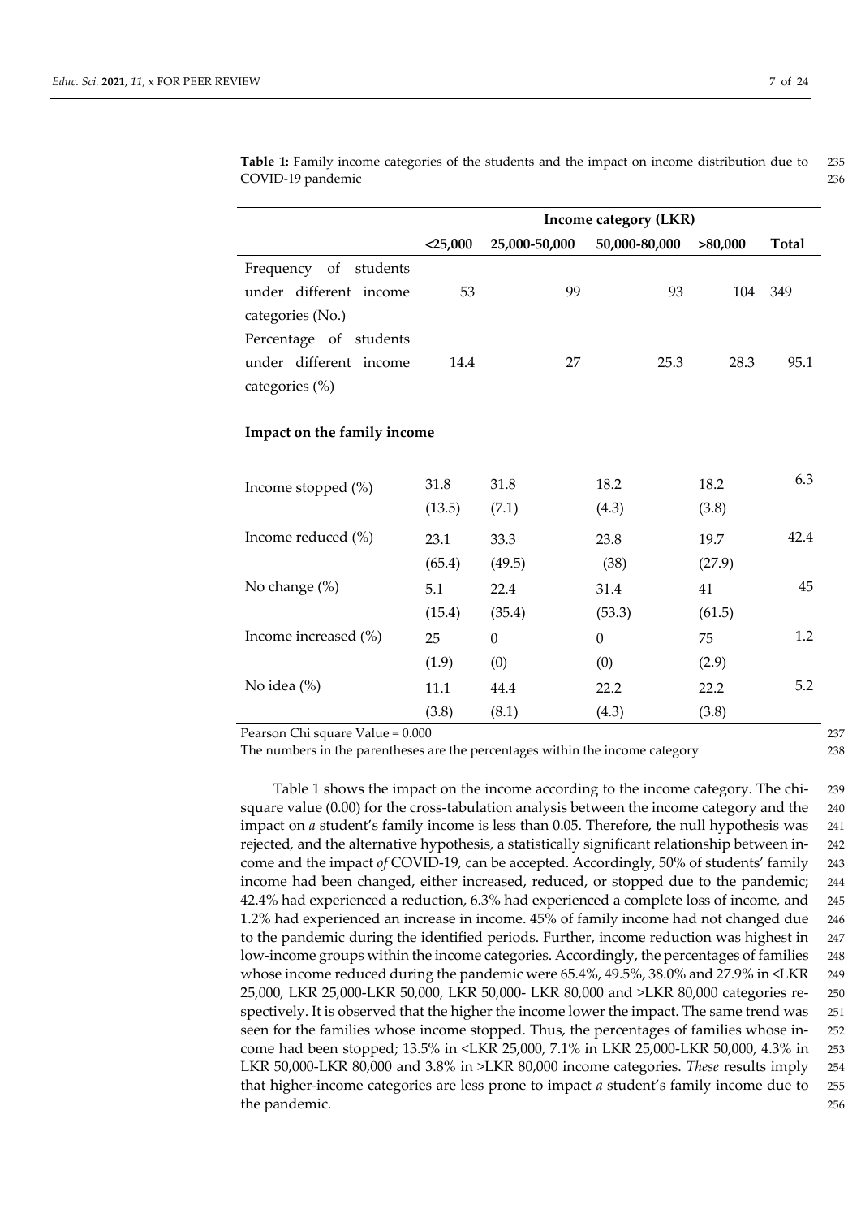**Table 1:** Family income categories of the students and the impact on income distribution due to COVID-19 pandemic

| | Income category (LKR) | | | | |
|---|---|---|---|---|---|
| | **<25,000** | **25,000-50,000** | **50,000-80,000** | **>80,000** | **Total** |
| Frequency of students under different income categories (No.) | 53 | 99 | 93 | 104 | 349 |
| Percentage of students under different income categories (%) | 14.4 | 27 | 25.3 | 28.3 | 95.1 |
| **Impact on the family income** | | | | | |
| Income stopped (%) | 31.8 (13.5) | 31.8 (7.1) | 18.2 (4.3) | 18.2 (3.8) | 6.3 |
| Income reduced (%) | 23.1 (65.4) | 33.3 (49.5) | 23.8 (38) | 19.7 (27.9) | 42.4 |
| No change (%) | 5.1 (15.4) | 22.4 (35.4) | 31.4 (53.3) | 41 (61.5) | 45 |
| Income increased (%) | 25 (1.9) | 0 (0) | 0 (0) | 75 (2.9) | 1.2 |
| No idea (%) | 11.1 (3.8) | 44.4 (8.1) | 22.2 (4.3) | 22.2 (3.8) | 5.2 |

Pearson Chi square Value = 0.000

The numbers in the parentheses are the percentages within the income category

Table 1 shows the impact on the income according to the income category. The chi-square value (0.00) for the cross-tabulation analysis between the income category and the impact on *a* student's family income is less than 0.05. Therefore, the null hypothesis was rejected, and the alternative hypothesis, a statistically significant relationship between income and the impact *of* COVID-19, can be accepted. Accordingly, 50% of students' family income had been changed, either increased, reduced, or stopped due to the pandemic; 42.4% had experienced a reduction, 6.3% had experienced a complete loss of income, and 1.2% had experienced an increase in income. 45% of family income had not changed due to the pandemic during the identified periods. Further, income reduction was highest in low-income groups within the income categories. Accordingly, the percentages of families whose income reduced during the pandemic were 65.4%, 49.5%, 38.0% and 27.9% in <LKR 25,000, LKR 25,000-LKR 50,000, LKR 50,000- LKR 80,000 and >LKR 80,000 categories respectively. It is observed that the higher the income lower the impact. The same trend was seen for the families whose income stopped. Thus, the percentages of families whose income had been stopped; 13.5% in <LKR 25,000, 7.1% in LKR 25,000-LKR 50,000, 4.3% in LKR 50,000-LKR 80,000 and 3.8% in >LKR 80,000 income categories. *These* results imply that higher-income categories are less prone to impact *a* student's family income due to the pandemic.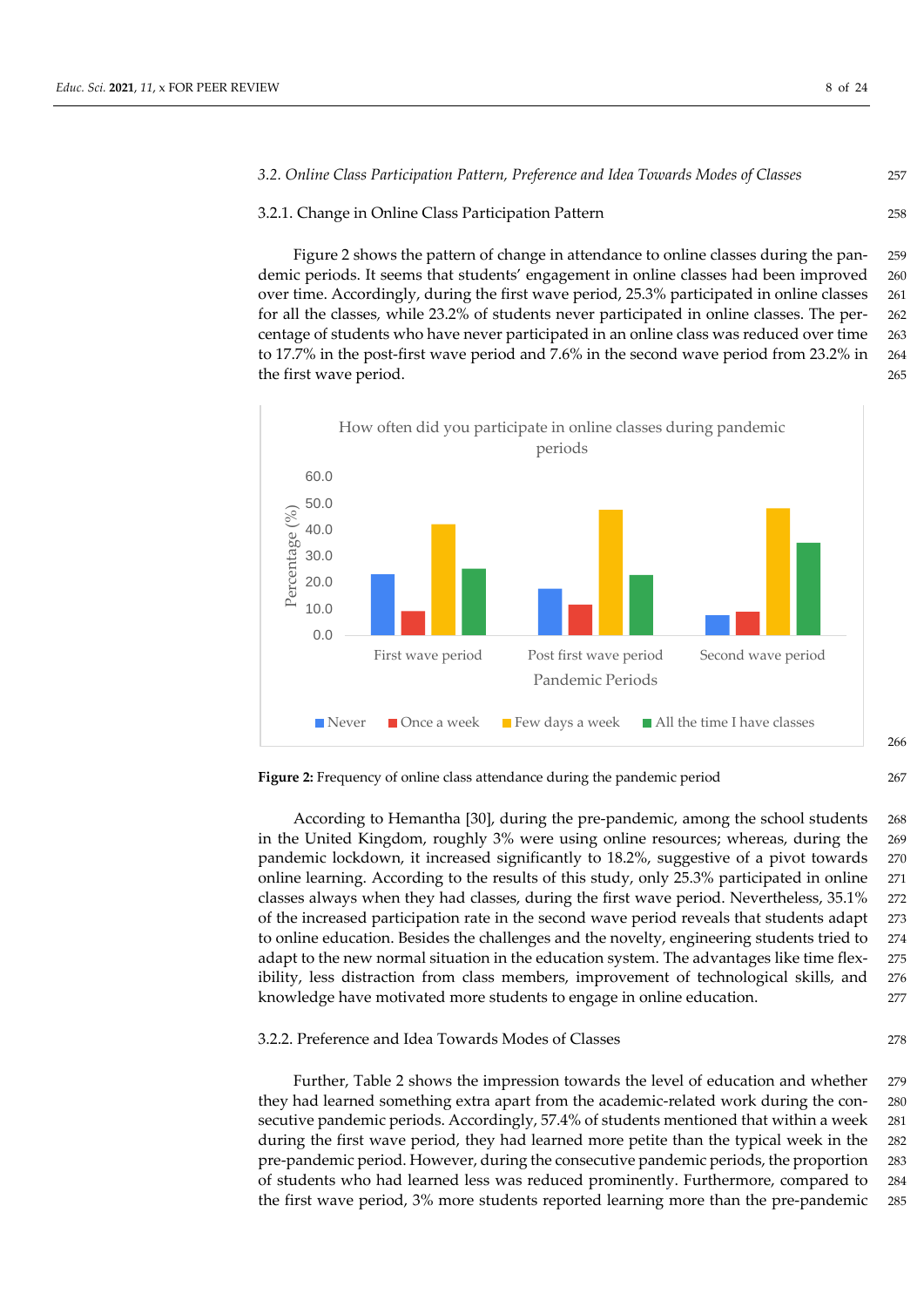### 3.2. Online Class Participation Pattern, Preference and Idea Towards Modes of Classes

#### 3.2.1. Change in Online Class Participation Pattern

Figure 2 shows the pattern of change in attendance to online classes during the pandemic periods. It seems that students' engagement in online classes had been improved over time. Accordingly, during the first wave period, 25.3% participated in online classes for all the classes, while 23.2% of students never participated in online classes. The percentage of students who have never participated in an online class was reduced over time to 17.7% in the post-first wave period and 7.6% in the second wave period from 23.2% in the first wave period.

**Figure 2:** Frequency of online class attendance during the pandemic period

According to Hemantha [30], during the pre-pandemic, among the school students in the United Kingdom, roughly 3% were using online resources; whereas, during the pandemic lockdown, it increased significantly to 18.2%, suggestive of a pivot towards online learning. According to the results of this study, only 25.3% participated in online classes always when they had classes, during the first wave period. Nevertheless, 35.1% of the increased participation rate in the second wave period reveals that students adapt to online education. Besides the challenges and the novelty, engineering students tried to adapt to the new normal situation in the education system. The advantages like time flexibility, less distraction from class members, improvement of technological skills, and knowledge have motivated more students to engage in online education.

#### 3.2.2. Preference and Idea Towards Modes of Classes

Further, Table 2 shows the impression towards the level of education and whether they had learned something extra apart from the academic-related work during the consecutive pandemic periods. Accordingly, 57.4% of students mentioned that within a week during the first wave period, they had learned more petite than the typical week in the pre-pandemic period. However, during the consecutive pandemic periods, the proportion of students who had learned less was reduced prominently. Furthermore, compared to the first wave period, 3% more students reported learning more than the pre-pandemic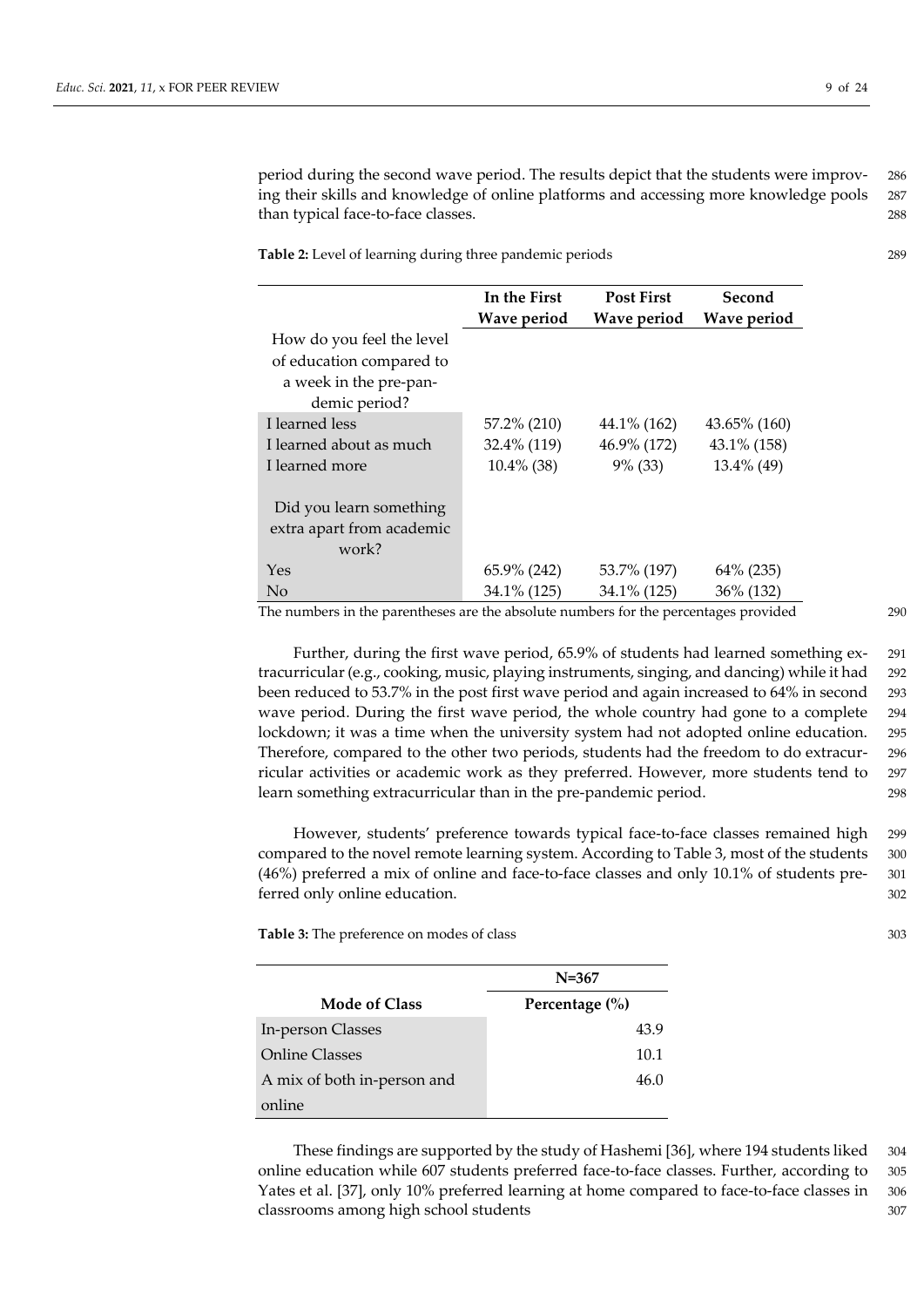period during the second wave period. The results depict that the students were improving their skills and knowledge of online platforms and accessing more knowledge pools than typical face-to-face classes.

**Table 2:** Level of learning during three pandemic periods

| | In the First Wave period | Post First Wave period | Second Wave period |
|---|---|---|---|
| How do you feel the level of education compared to a week in the pre-pandemic period? | | | |
| I learned less | 57.2% (210) | 44.1% (162) | 43.65% (160) |
| I learned about as much | 32.4% (119) | 46.9% (172) | 43.1% (158) |
| I learned more | 10.4% (38) | 9% (33) | 13.4% (49) |
| Did you learn something extra apart from academic work? | | | |
| Yes | 65.9% (242) | 53.7% (197) | 64% (235) |
| No | 34.1% (125) | 34.1% (125) | 36% (132) |

The numbers in the parentheses are the absolute numbers for the percentages provided

Further, during the first wave period, 65.9% of students had learned something extracurricular (e.g., cooking, music, playing instruments, singing, and dancing) while it had been reduced to 53.7% in the post first wave period and again increased to 64% in second wave period. During the first wave period, the whole country had gone to a complete lockdown; it was a time when the university system had not adopted online education. Therefore, compared to the other two periods, students had the freedom to do extracurricular activities or academic work as they preferred. However, more students tend to learn something extracurricular than in the pre-pandemic period.

However, students' preference towards typical face-to-face classes remained high compared to the novel remote learning system. According to Table 3, most of the students (46%) preferred a mix of online and face-to-face classes and only 10.1% of students preferred only online education.

**Table 3:** The preference on modes of class

| Mode of Class | N=367 Percentage (%) |
|---|---|
| In-person Classes | 43.9 |
| Online Classes | 10.1 |
| A mix of both in-person and online | 46.0 |

These findings are supported by the study of Hashemi [36], where 194 students liked online education while 607 students preferred face-to-face classes. Further, according to Yates et al. [37], only 10% preferred learning at home compared to face-to-face classes in classrooms among high school students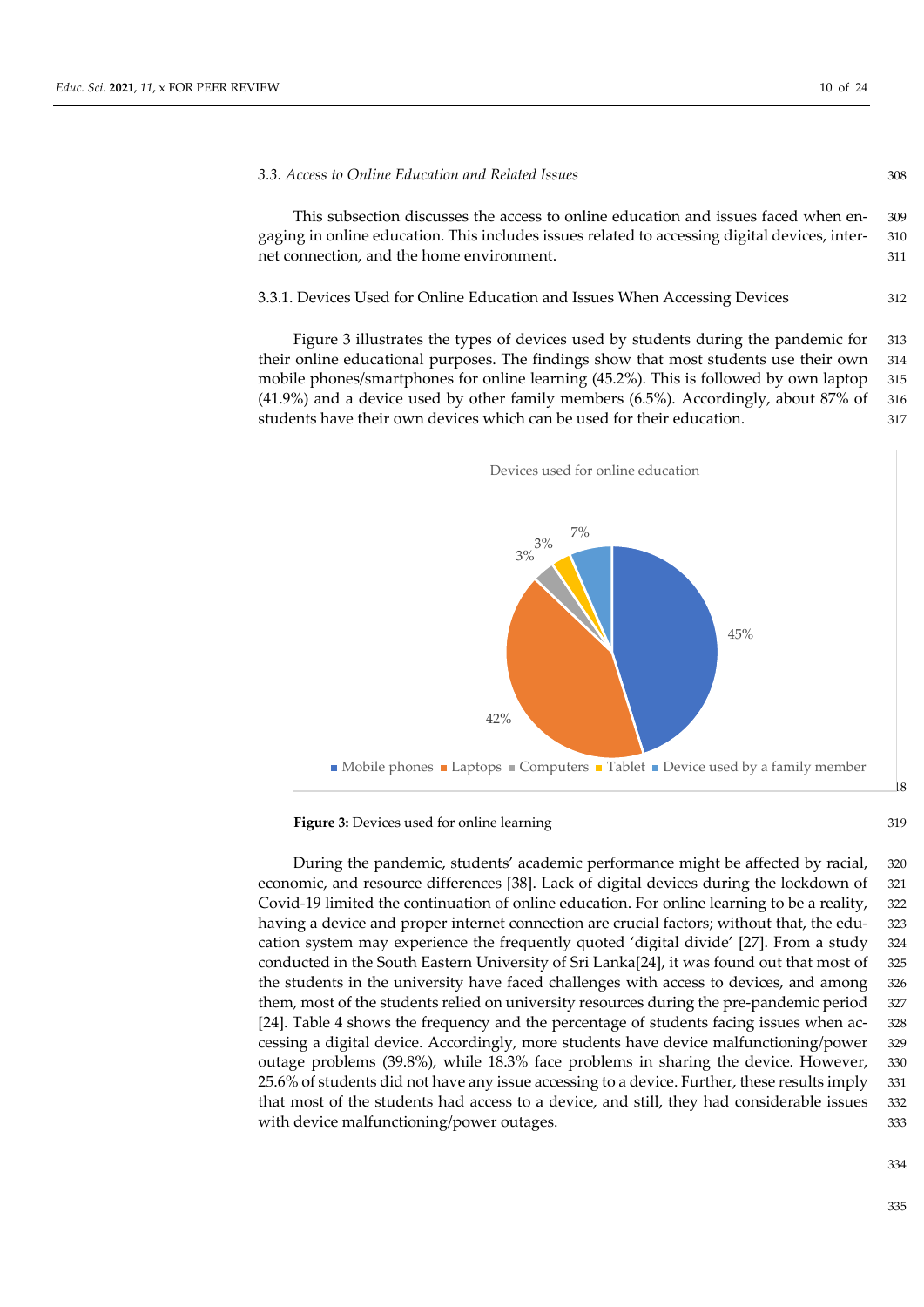### 3.3. Access to Online Education and Related Issues

This subsection discusses the access to online education and issues faced when engaging in online education. This includes issues related to accessing digital devices, internet connection, and the home environment.

#### 3.3.1. Devices Used for Online Education and Issues When Accessing Devices

Figure 3 illustrates the types of devices used by students during the pandemic for their online educational purposes. The findings show that most students use their own mobile phones/smartphones for online learning (45.2%). This is followed by own laptop (41.9%) and a device used by other family members (6.5%). Accordingly, about 87% of students have their own devices which can be used for their education.

**Figure 3:** Devices used for online learning

During the pandemic, students' academic performance might be affected by racial, economic, and resource differences [38]. Lack of digital devices during the lockdown of Covid-19 limited the continuation of online education. For online learning to be a reality, having a device and proper internet connection are crucial factors; without that, the education system may experience the frequently quoted 'digital divide' [27]. From a study conducted in the South Eastern University of Sri Lanka[24], it was found out that most of the students in the university have faced challenges with access to devices, and among them, most of the students relied on university resources during the pre-pandemic period [24]. Table 4 shows the frequency and the percentage of students facing issues when accessing a digital device. Accordingly, more students have device malfunctioning/power outage problems (39.8%), while 18.3% face problems in sharing the device. However, 25.6% of students did not have any issue accessing to a device. Further, these results imply that most of the students had access to a device, and still, they had considerable issues with device malfunctioning/power outages.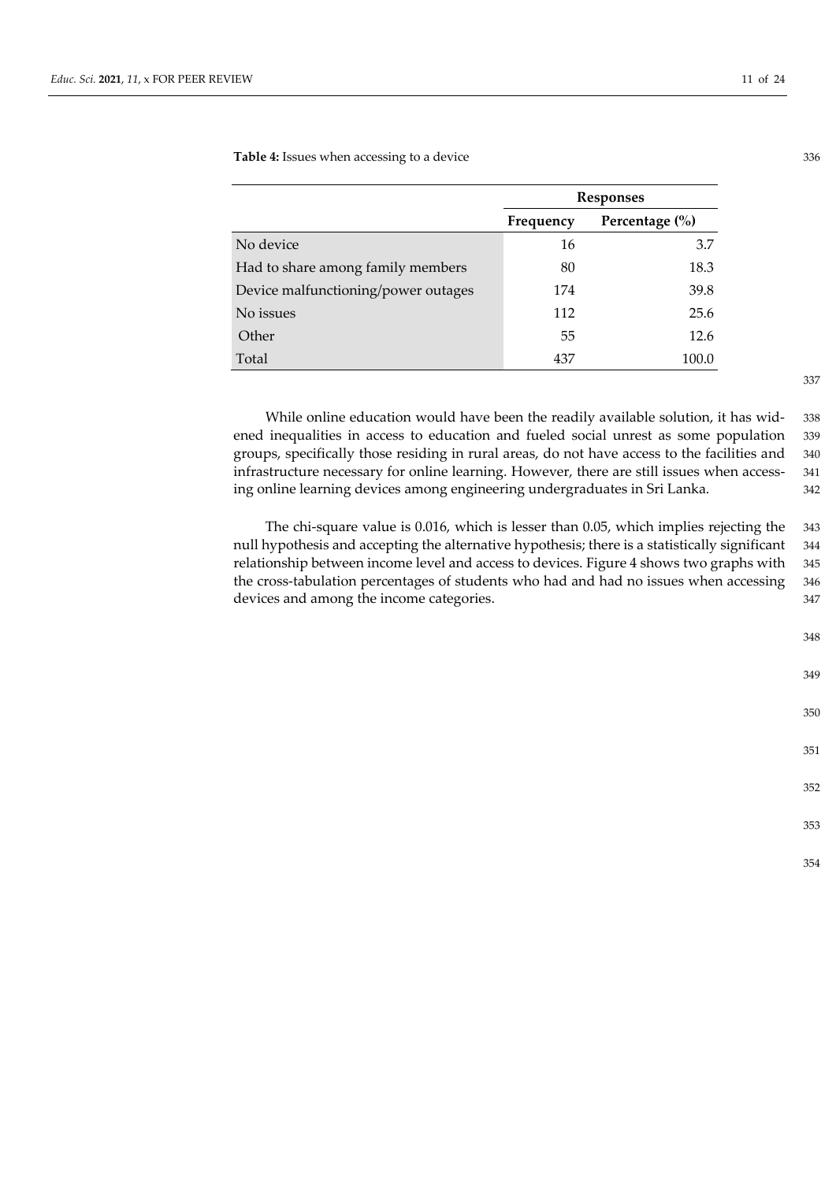**Table 4:** Issues when accessing to a device

| | Responses | |
|---|---|---|
| | Frequency | Percentage (%) |
| No device | 16 | 3.7 |
| Had to share among family members | 80 | 18.3 |
| Device malfunctioning/power outages | 174 | 39.8 |
| No issues | 112 | 25.6 |
| Other | 55 | 12.6 |
| Total | 437 | 100.0 |

While online education would have been the readily available solution, it has widened inequalities in access to education and fueled social unrest as some population groups, specifically those residing in rural areas, do not have access to the facilities and infrastructure necessary for online learning. However, there are still issues when accessing online learning devices among engineering undergraduates in Sri Lanka.

The chi-square value is 0.016, which is lesser than 0.05, which implies rejecting the null hypothesis and accepting the alternative hypothesis; there is a statistically significant relationship between income level and access to devices. Figure 4 shows two graphs with the cross-tabulation percentages of students who had and had no issues when accessing devices and among the income categories.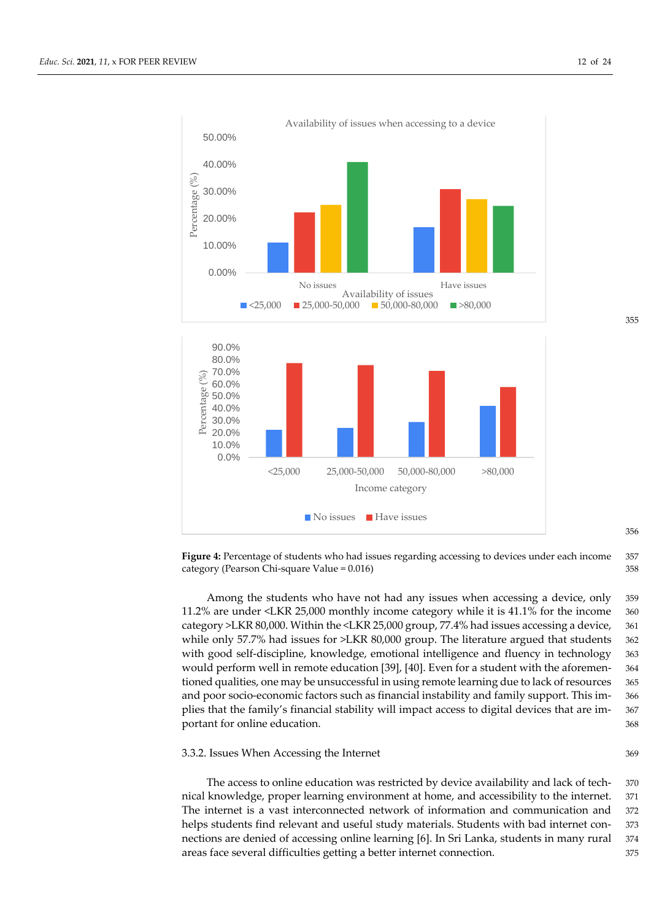**Figure 4:** Percentage of students who had issues regarding accessing to devices under each income category (Pearson Chi-square Value = 0.016)

Among the students who have not had any issues when accessing a device, only 11.2% are under <LKR 25,000 monthly income category while it is 41.1% for the income category >LKR 80,000. Within the <LKR 25,000 group, 77.4% had issues accessing a device, while only 57.7% had issues for >LKR 80,000 group. The literature argued that students with good self-discipline, knowledge, emotional intelligence and fluency in technology would perform well in remote education [39], [40]. Even for a student with the aforementioned qualities, one may be unsuccessful in using remote learning due to lack of resources and poor socio-economic factors such as financial instability and family support. This implies that the family's financial stability will impact access to digital devices that are important for online education.

### 3.3.2. Issues When Accessing the Internet

The access to online education was restricted by device availability and lack of technical knowledge, proper learning environment at home, and accessibility to the internet. The internet is a vast interconnected network of information and communication and helps students find relevant and useful study materials. Students with bad internet connections are denied of accessing online learning [6]. In Sri Lanka, students in many rural areas face several difficulties getting a better internet connection.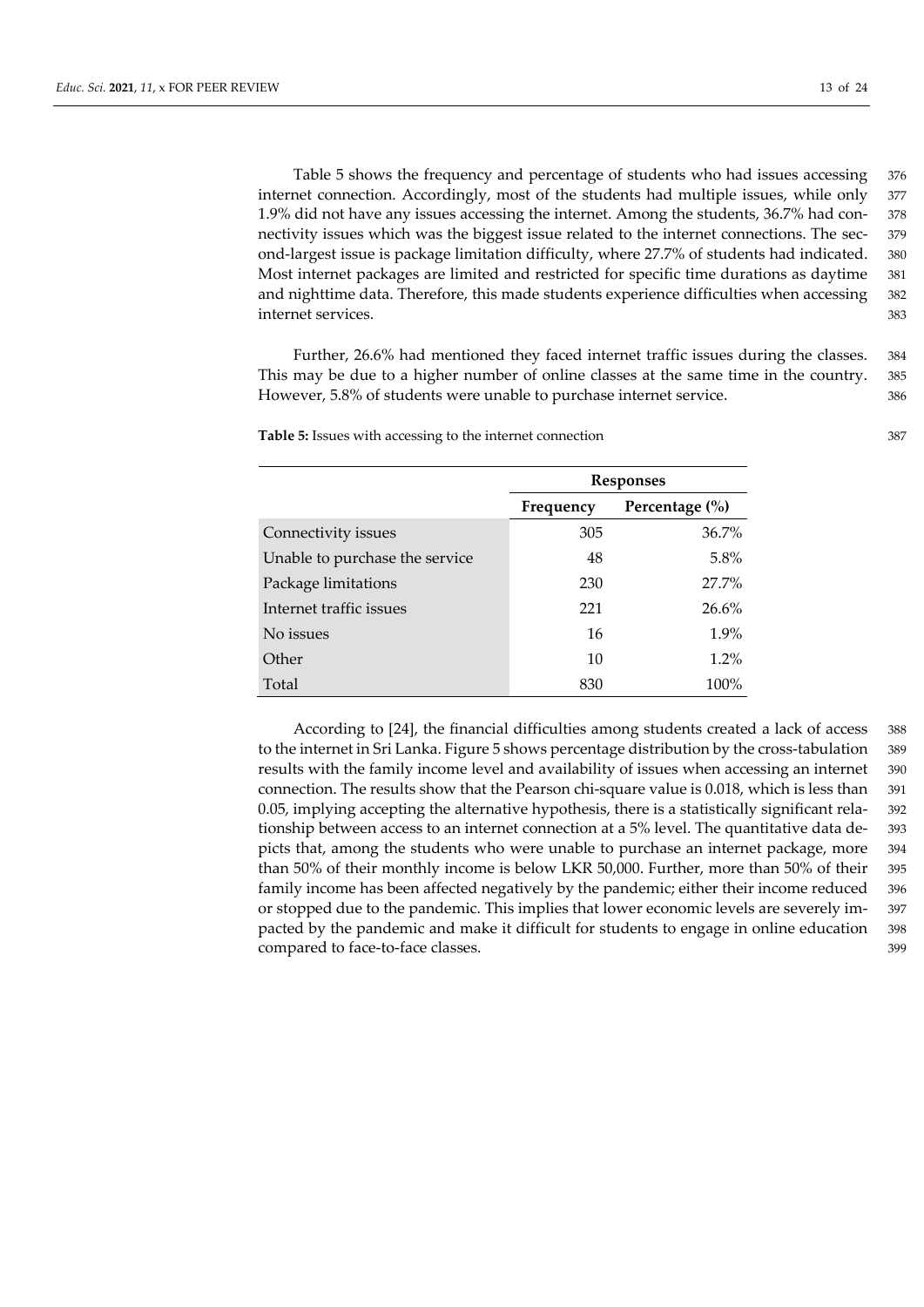Table 5 shows the frequency and percentage of students who had issues accessing internet connection. Accordingly, most of the students had multiple issues, while only 1.9% did not have any issues accessing the internet. Among the students, 36.7% had connectivity issues which was the biggest issue related to the internet connections. The second-largest issue is package limitation difficulty, where 27.7% of students had indicated. Most internet packages are limited and restricted for specific time durations as daytime and nighttime data. Therefore, this made students experience difficulties when accessing internet services.

Further, 26.6% had mentioned they faced internet traffic issues during the classes. This may be due to a higher number of online classes at the same time in the country. However, 5.8% of students were unable to purchase internet service.

**Table 5:** Issues with accessing to the internet connection

| | Responses | |
|---|---|---|
| | Frequency | Percentage (%) |
| Connectivity issues | 305 | 36.7% |
| Unable to purchase the service | 48 | 5.8% |
| Package limitations | 230 | 27.7% |
| Internet traffic issues | 221 | 26.6% |
| No issues | 16 | 1.9% |
| Other | 10 | 1.2% |
| Total | 830 | 100% |

According to [24], the financial difficulties among students created a lack of access to the internet in Sri Lanka. Figure 5 shows percentage distribution by the cross-tabulation results with the family income level and availability of issues when accessing an internet connection. The results show that the Pearson chi-square value is 0.018, which is less than 0.05, implying accepting the alternative hypothesis, there is a statistically significant relationship between access to an internet connection at a 5% level. The quantitative data depicts that, among the students who were unable to purchase an internet package, more than 50% of their monthly income is below LKR 50,000. Further, more than 50% of their family income has been affected negatively by the pandemic; either their income reduced or stopped due to the pandemic. This implies that lower economic levels are severely impacted by the pandemic and make it difficult for students to engage in online education compared to face-to-face classes.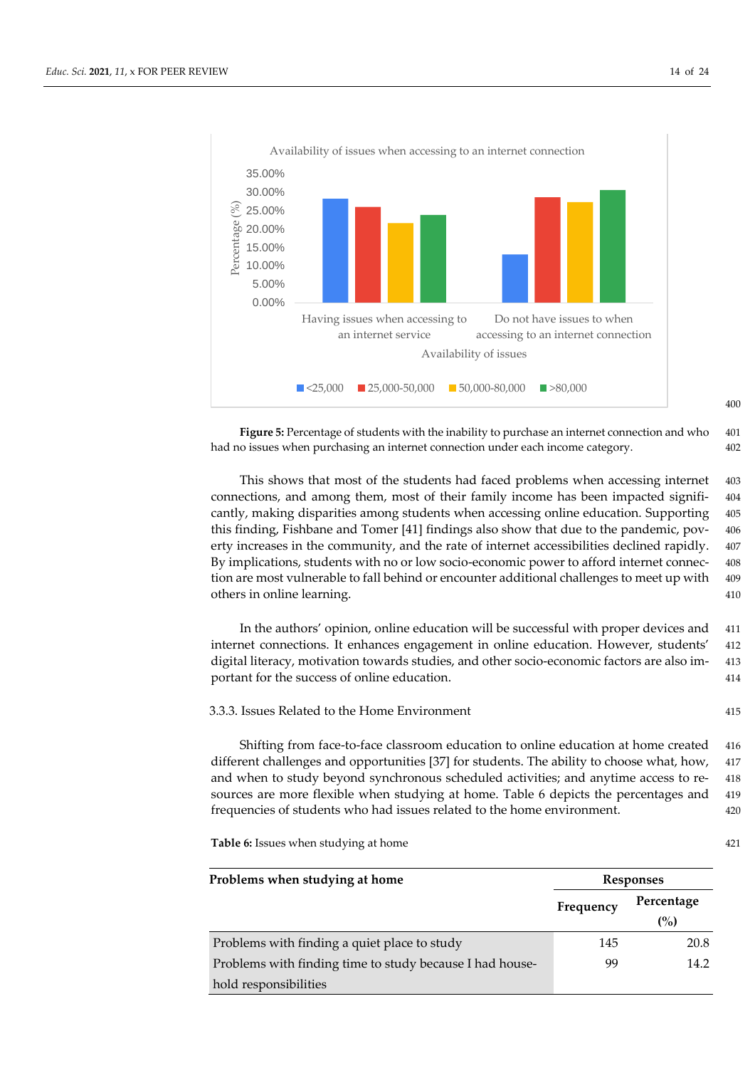Availability of issues when accessing to an internet connection

Figure 5: Percentage of students with the inability to purchase an internet connection and who had no issues when purchasing an internet connection under each income category.

This shows that most of the students had faced problems when accessing internet connections, and among them, most of their family income has been impacted significantly, making disparities among students when accessing online education. Supporting this finding, Fishbane and Tomer [41] findings also show that due to the pandemic, poverty increases in the community, and the rate of internet accessibilities declined rapidly. By implications, students with no or low socio-economic power to afford internet connection are most vulnerable to fall behind or encounter additional challenges to meet up with others in online learning.

In the authors' opinion, online education will be successful with proper devices and internet connections. It enhances engagement in online education. However, students' digital literacy, motivation towards studies, and other socio-economic factors are also important for the success of online education.

#### 3.3.3. Issues Related to the Home Environment

Shifting from face-to-face classroom education to online education at home created different challenges and opportunities [37] for students. The ability to choose what, how, and when to study beyond synchronous scheduled activities; and anytime access to resources are more flexible when studying at home. Table 6 depicts the percentages and frequencies of students who had issues related to the home environment.

**Table 6:** Issues when studying at home

| Problems when studying at home | Responses | |
|---|---|---|
| | Frequency | Percentage (%) |
| Problems with finding a quiet place to study | 145 | 20.8 |
| Problems with finding time to study because I had household responsibilities | 99 | 14.2 |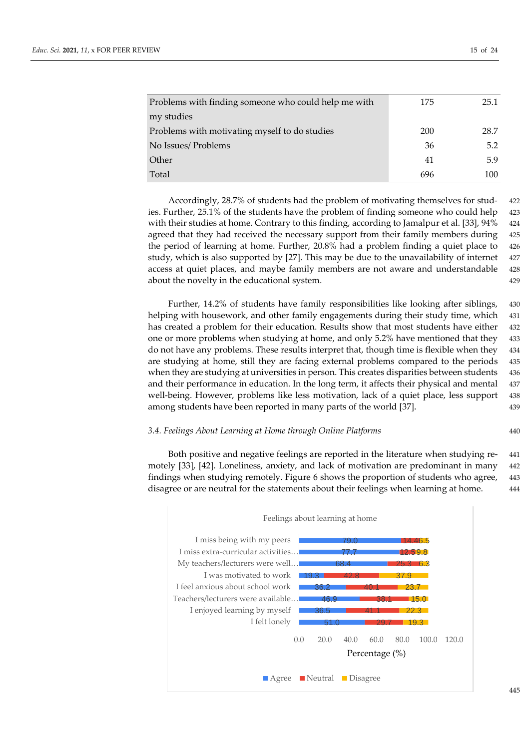| | | |
|---|---|---|
| Problems with finding someone who could help me with my studies | 175 | 25.1 |
| Problems with motivating myself to do studies | 200 | 28.7 |
| No Issues/ Problems | 36 | 5.2 |
| Other | 41 | 5.9 |
| Total | 696 | 100 |

Accordingly, 28.7% of students had the problem of motivating themselves for studies. Further, 25.1% of the students have the problem of finding someone who could help with their studies at home. Contrary to this finding, according to Jamalpur et al. [33], 94% agreed that they had received the necessary support from their family members during the period of learning at home. Further, 20.8% had a problem finding a quiet place to study, which is also supported by [27]. This may be due to the unavailability of internet access at quiet places, and maybe family members are not aware and understandable about the novelty in the educational system.

Further, 14.2% of students have family responsibilities like looking after siblings, helping with housework, and other family engagements during their study time, which has created a problem for their education. Results show that most students have either one or more problems when studying at home, and only 5.2% have mentioned that they do not have any problems. These results interpret that, though time is flexible when they are studying at home, still they are facing external problems compared to the periods when they are studying at universities in person. This creates disparities between students and their performance in education. In the long term, it affects their physical and mental well-being. However, problems like less motivation, lack of a quiet place, less support among students have been reported in many parts of the world [37].

### 3.4. Feelings About Learning at Home through Online Platforms

Both positive and negative feelings are reported in the literature when studying remotely [33], [42]. Loneliness, anxiety, and lack of motivation are predominant in many findings when studying remotely. Figure 6 shows the proportion of students who agree, disagree or are neutral for the statements about their feelings when learning at home.

Feelings about learning at home

| Statement | Agree | Neutral | Disagree |
|---|---|---|---|
| I miss being with my peers | 79.0 | 14.4 | 6.5 |
| I miss extra-curricular activities… | 77.7 | 12.5 | 9.8 |
| My teachers/lecturers were well… | 68.4 | 25.3 | 6.3 |
| I was motivated to work | 19.3 | 42.8 | 37.9 |
| I feel anxious about school work | 36.2 | 40.1 | 23.7 |
| Teachers/lecturers were available… | 46.9 | 38.1 | 15.0 |
| I enjoyed learning by myself | 36.5 | 41.1 | 22.3 |
| I felt lonely | 51.0 | 29.7 | 19.3 |

Percentage (%)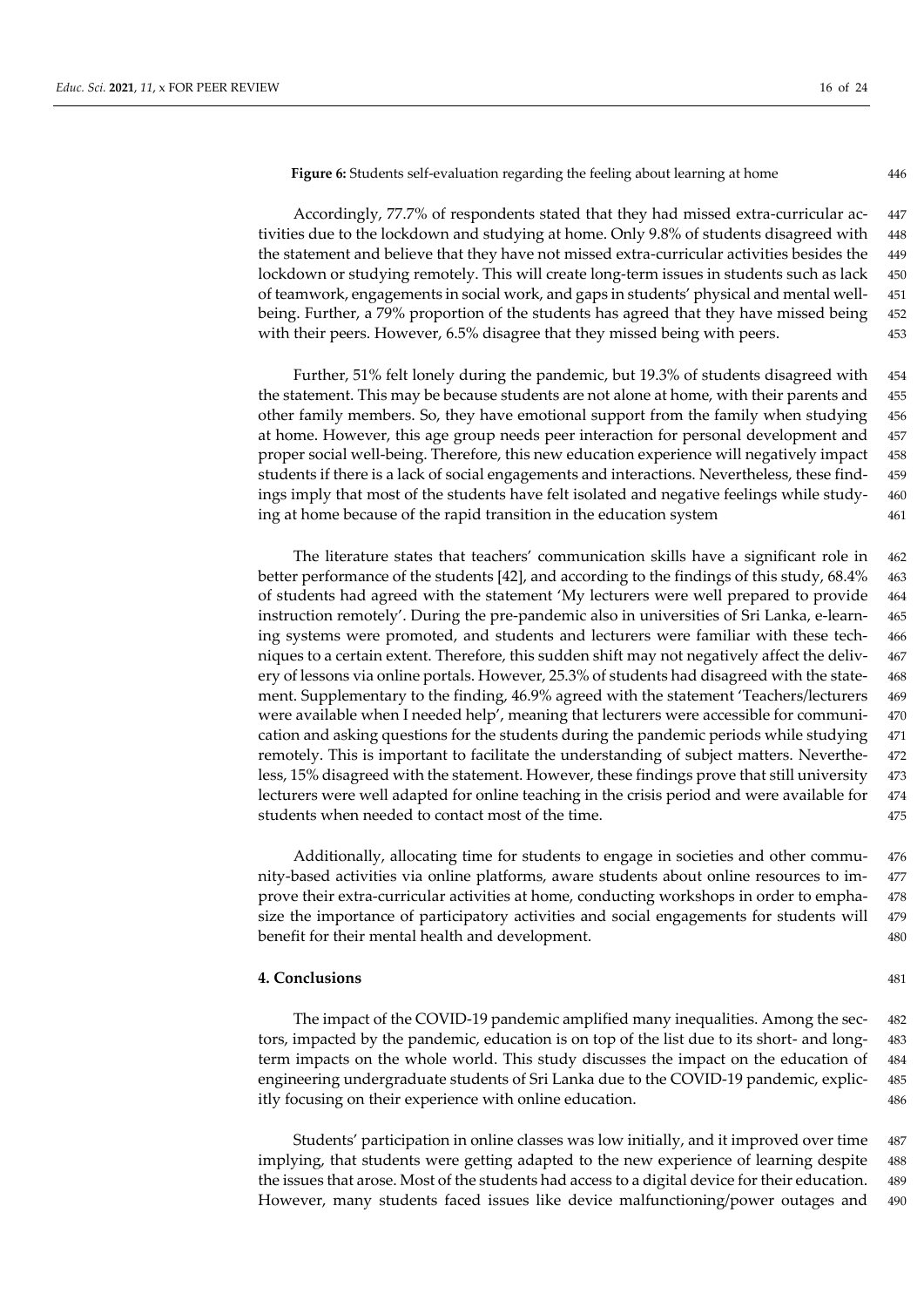**Figure 6:** Students self-evaluation regarding the feeling about learning at home

Accordingly, 77.7% of respondents stated that they had missed extra-curricular activities due to the lockdown and studying at home. Only 9.8% of students disagreed with the statement and believe that they have not missed extra-curricular activities besides the lockdown or studying remotely. This will create long-term issues in students such as lack of teamwork, engagements in social work, and gaps in students' physical and mental well-being. Further, a 79% proportion of the students has agreed that they have missed being with their peers. However, 6.5% disagree that they missed being with peers.

Further, 51% felt lonely during the pandemic, but 19.3% of students disagreed with the statement. This may be because students are not alone at home, with their parents and other family members. So, they have emotional support from the family when studying at home. However, this age group needs peer interaction for personal development and proper social well-being. Therefore, this new education experience will negatively impact students if there is a lack of social engagements and interactions. Nevertheless, these findings imply that most of the students have felt isolated and negative feelings while studying at home because of the rapid transition in the education system

The literature states that teachers' communication skills have a significant role in better performance of the students [42], and according to the findings of this study, 68.4% of students had agreed with the statement 'My lecturers were well prepared to provide instruction remotely'. During the pre-pandemic also in universities of Sri Lanka, e-learning systems were promoted, and students and lecturers were familiar with these techniques to a certain extent. Therefore, this sudden shift may not negatively affect the delivery of lessons via online portals. However, 25.3% of students had disagreed with the statement. Supplementary to the finding, 46.9% agreed with the statement 'Teachers/lecturers were available when I needed help', meaning that lecturers were accessible for communication and asking questions for the students during the pandemic periods while studying remotely. This is important to facilitate the understanding of subject matters. Nevertheless, 15% disagreed with the statement. However, these findings prove that still university lecturers were well adapted for online teaching in the crisis period and were available for students when needed to contact most of the time.

Additionally, allocating time for students to engage in societies and other community-based activities via online platforms, aware students about online resources to improve their extra-curricular activities at home, conducting workshops in order to emphasize the importance of participatory activities and social engagements for students will benefit for their mental health and development.

## 4. Conclusions

The impact of the COVID-19 pandemic amplified many inequalities. Among the sectors, impacted by the pandemic, education is on top of the list due to its short- and long-term impacts on the whole world. This study discusses the impact on the education of engineering undergraduate students of Sri Lanka due to the COVID-19 pandemic, explicitly focusing on their experience with online education.

Students' participation in online classes was low initially, and it improved over time implying, that students were getting adapted to the new experience of learning despite the issues that arose. Most of the students had access to a digital device for their education. However, many students faced issues like device malfunctioning/power outages and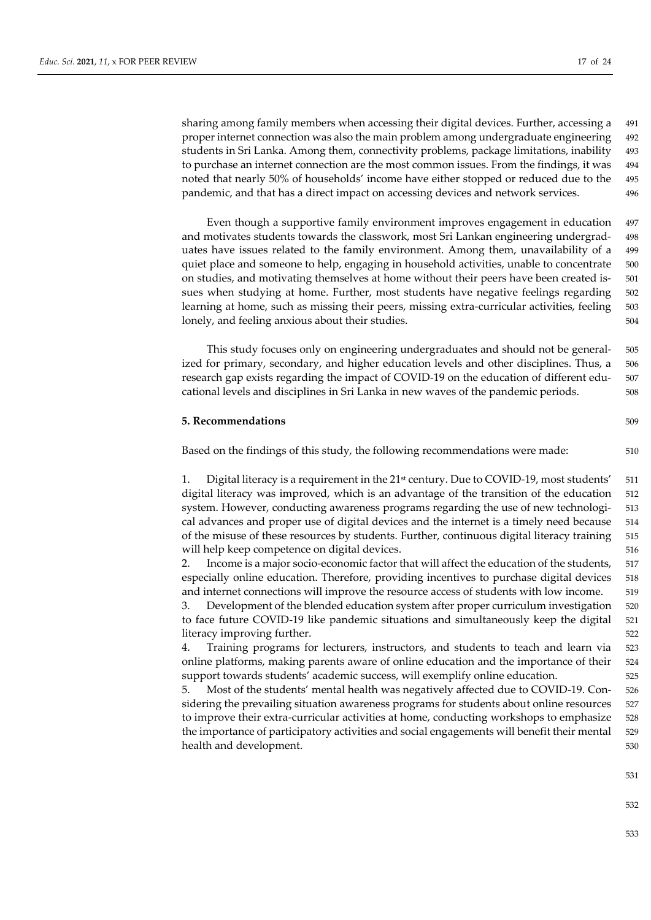sharing among family members when accessing their digital devices. Further, accessing a proper internet connection was also the main problem among undergraduate engineering students in Sri Lanka. Among them, connectivity problems, package limitations, inability to purchase an internet connection are the most common issues. From the findings, it was noted that nearly 50% of households' income have either stopped or reduced due to the pandemic, and that has a direct impact on accessing devices and network services.

Even though a supportive family environment improves engagement in education and motivates students towards the classwork, most Sri Lankan engineering undergraduates have issues related to the family environment. Among them, unavailability of a quiet place and someone to help, engaging in household activities, unable to concentrate on studies, and motivating themselves at home without their peers have been created issues when studying at home. Further, most students have negative feelings regarding learning at home, such as missing their peers, missing extra-curricular activities, feeling lonely, and feeling anxious about their studies.

This study focuses only on engineering undergraduates and should not be generalized for primary, secondary, and higher education levels and other disciplines. Thus, a research gap exists regarding the impact of COVID-19 on the education of different educational levels and disciplines in Sri Lanka in new waves of the pandemic periods.

## 5. Recommendations

Based on the findings of this study, the following recommendations were made:

1. Digital literacy is a requirement in the 21st century. Due to COVID-19, most students' digital literacy was improved, which is an advantage of the transition of the education system. However, conducting awareness programs regarding the use of new technological advances and proper use of digital devices and the internet is a timely need because of the misuse of these resources by students. Further, continuous digital literacy training will help keep competence on digital devices.
2. Income is a major socio-economic factor that will affect the education of the students, especially online education. Therefore, providing incentives to purchase digital devices and internet connections will improve the resource access of students with low income.
3. Development of the blended education system after proper curriculum investigation to face future COVID-19 like pandemic situations and simultaneously keep the digital literacy improving further.
4. Training programs for lecturers, instructors, and students to teach and learn via online platforms, making parents aware of online education and the importance of their support towards students' academic success, will exemplify online education.
5. Most of the students' mental health was negatively affected due to COVID-19. Considering the prevailing situation awareness programs for students about online resources to improve their extra-curricular activities at home, conducting workshops to emphasize the importance of participatory activities and social engagements will benefit their mental health and development.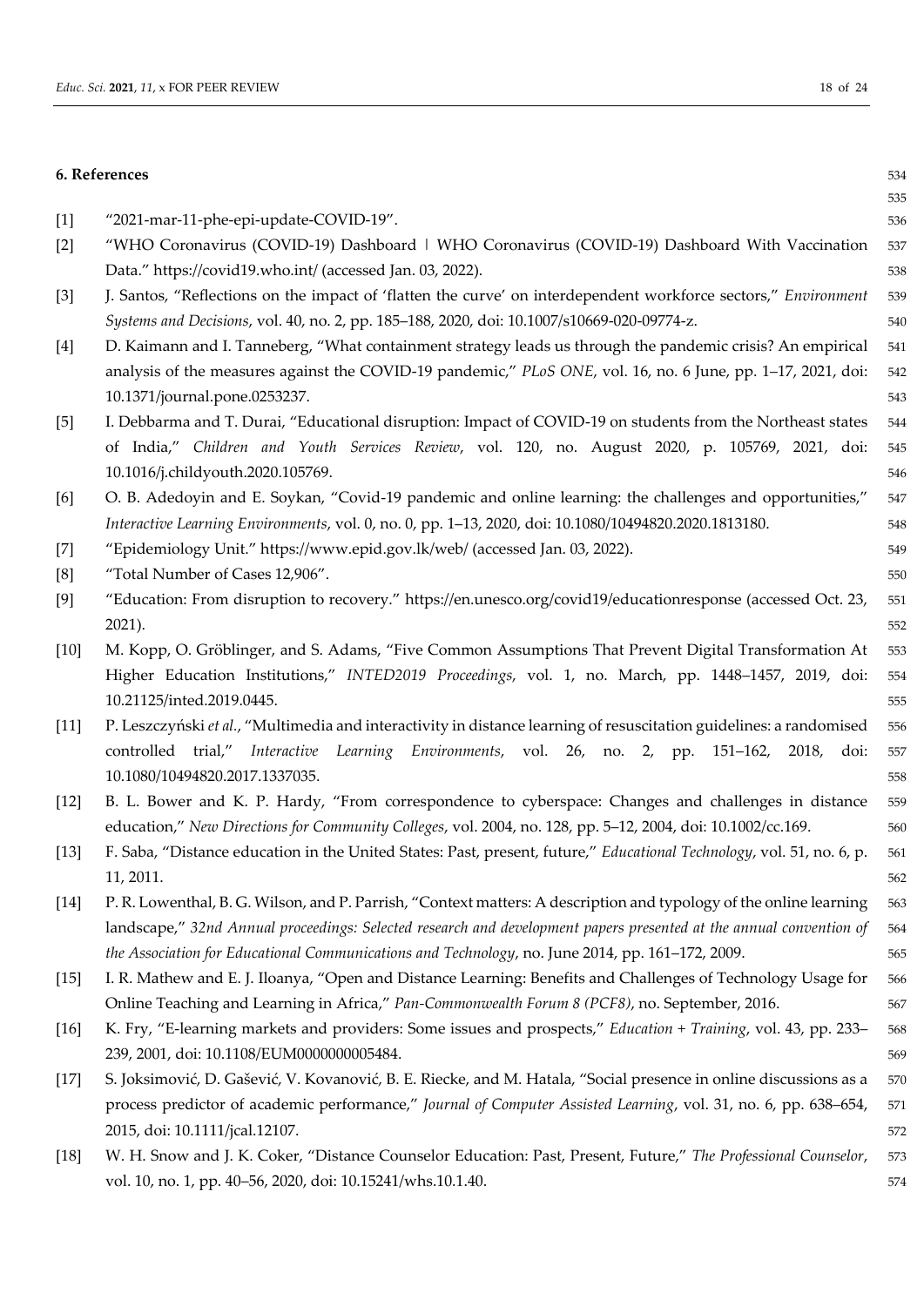## 6. References

[1] "2021-mar-11-phe-epi-update-COVID-19".

[2] "WHO Coronavirus (COVID-19) Dashboard | WHO Coronavirus (COVID-19) Dashboard With Vaccination Data." https://covid19.who.int/ (accessed Jan. 03, 2022).

[3] J. Santos, "Reflections on the impact of 'flatten the curve' on interdependent workforce sectors," *Environment Systems and Decisions*, vol. 40, no. 2, pp. 185–188, 2020, doi: 10.1007/s10669-020-09774-z.

[4] D. Kaimann and I. Tanneberg, "What containment strategy leads us through the pandemic crisis? An empirical analysis of the measures against the COVID-19 pandemic," *PLoS ONE*, vol. 16, no. 6 June, pp. 1–17, 2021, doi: 10.1371/journal.pone.0253237.

[5] I. Debbarma and T. Durai, "Educational disruption: Impact of COVID-19 on students from the Northeast states of India," *Children and Youth Services Review*, vol. 120, no. August 2020, p. 105769, 2021, doi: 10.1016/j.childyouth.2020.105769.

[6] O. B. Adedoyin and E. Soykan, "Covid-19 pandemic and online learning: the challenges and opportunities," *Interactive Learning Environments*, vol. 0, no. 0, pp. 1–13, 2020, doi: 10.1080/10494820.2020.1813180.

[7] "Epidemiology Unit." https://www.epid.gov.lk/web/ (accessed Jan. 03, 2022).

[8] "Total Number of Cases 12,906".

[9] "Education: From disruption to recovery." https://en.unesco.org/covid19/educationresponse (accessed Oct. 23, 2021).

[10] M. Kopp, O. Gröblinger, and S. Adams, "Five Common Assumptions That Prevent Digital Transformation At Higher Education Institutions," *INTED2019 Proceedings*, vol. 1, no. March, pp. 1448–1457, 2019, doi: 10.21125/inted.2019.0445.

[11] P. Leszczyński *et al.*, "Multimedia and interactivity in distance learning of resuscitation guidelines: a randomised controlled trial," *Interactive Learning Environments*, vol. 26, no. 2, pp. 151–162, 2018, doi: 10.1080/10494820.2017.1337035.

[12] B. L. Bower and K. P. Hardy, "From correspondence to cyberspace: Changes and challenges in distance education," *New Directions for Community Colleges*, vol. 2004, no. 128, pp. 5–12, 2004, doi: 10.1002/cc.169.

[13] F. Saba, "Distance education in the United States: Past, present, future," *Educational Technology*, vol. 51, no. 6, p. 11, 2011.

[14] P. R. Lowenthal, B. G. Wilson, and P. Parrish, "Context matters: A description and typology of the online learning landscape," *32nd Annual proceedings: Selected research and development papers presented at the annual convention of the Association for Educational Communications and Technology*, no. June 2014, pp. 161–172, 2009.

[15] I. R. Mathew and E. J. Iloanya, "Open and Distance Learning: Benefits and Challenges of Technology Usage for Online Teaching and Learning in Africa," *Pan-Commonwealth Forum 8 (PCF8)*, no. September, 2016.

[16] K. Fry, "E-learning markets and providers: Some issues and prospects," *Education + Training*, vol. 43, pp. 233–239, 2001, doi: 10.1108/EUM0000000005484.

[17] S. Joksimović, D. Gašević, V. Kovanović, B. E. Riecke, and M. Hatala, "Social presence in online discussions as a process predictor of academic performance," *Journal of Computer Assisted Learning*, vol. 31, no. 6, pp. 638–654, 2015, doi: 10.1111/jcal.12107.

[18] W. H. Snow and J. K. Coker, "Distance Counselor Education: Past, Present, Future," *The Professional Counselor*, vol. 10, no. 1, pp. 40–56, 2020, doi: 10.15241/whs.10.1.40.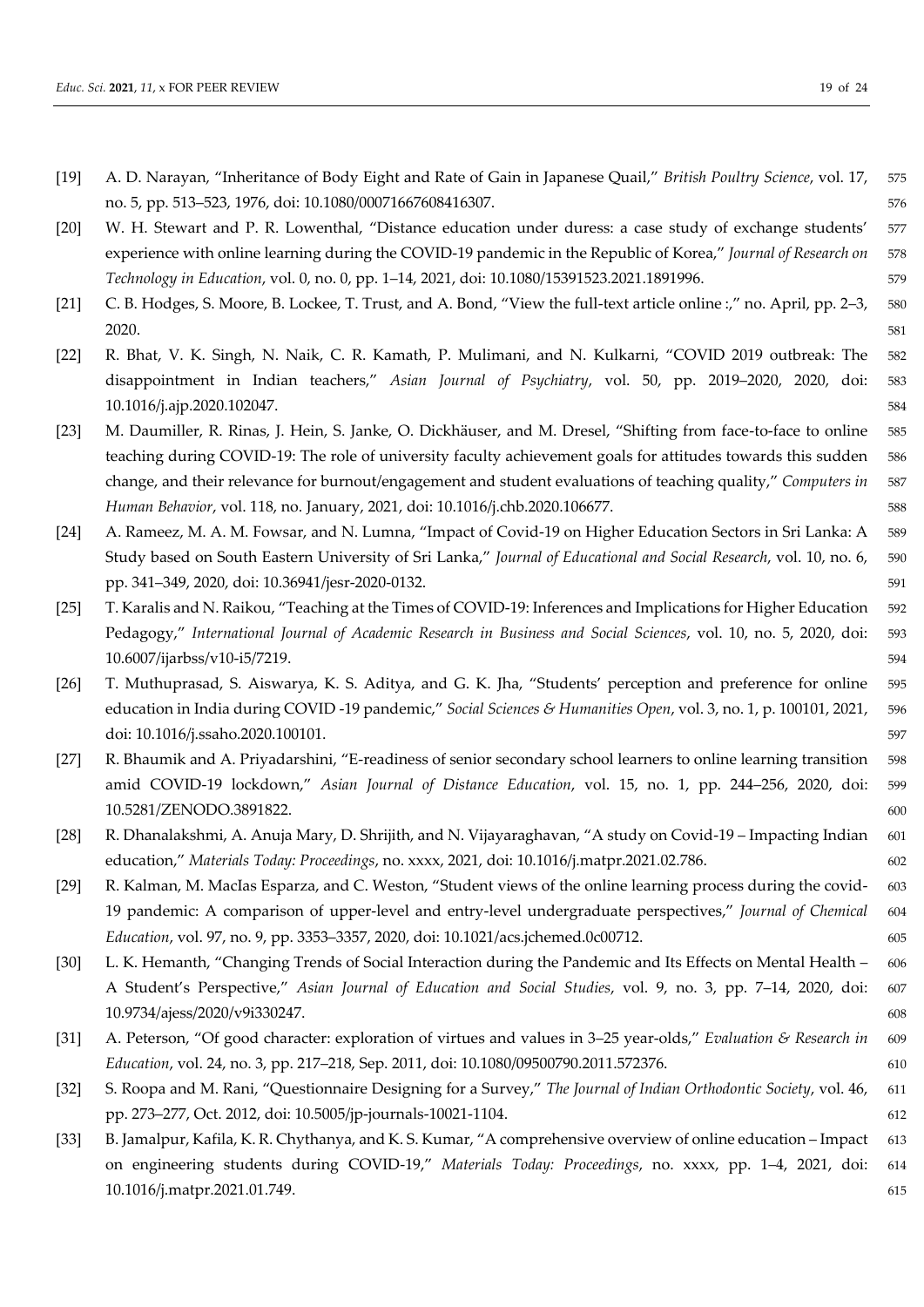[19] A. D. Narayan, "Inheritance of Body Eight and Rate of Gain in Japanese Quail," *British Poultry Science*, vol. 17, no. 5, pp. 513–523, 1976, doi: 10.1080/00071667608416307.

[20] W. H. Stewart and P. R. Lowenthal, "Distance education under duress: a case study of exchange students' experience with online learning during the COVID-19 pandemic in the Republic of Korea," *Journal of Research on Technology in Education*, vol. 0, no. 0, pp. 1–14, 2021, doi: 10.1080/15391523.2021.1891996.

[21] C. B. Hodges, S. Moore, B. Lockee, T. Trust, and A. Bond, "View the full-text article online :," no. April, pp. 2–3, 2020.

[22] R. Bhat, V. K. Singh, N. Naik, C. R. Kamath, P. Mulimani, and N. Kulkarni, "COVID 2019 outbreak: The disappointment in Indian teachers," *Asian Journal of Psychiatry*, vol. 50, pp. 2019–2020, 2020, doi: 10.1016/j.ajp.2020.102047.

[23] M. Daumiller, R. Rinas, J. Hein, S. Janke, O. Dickhäuser, and M. Dresel, "Shifting from face-to-face to online teaching during COVID-19: The role of university faculty achievement goals for attitudes towards this sudden change, and their relevance for burnout/engagement and student evaluations of teaching quality," *Computers in Human Behavior*, vol. 118, no. January, 2021, doi: 10.1016/j.chb.2020.106677.

[24] A. Rameez, M. A. M. Fowsar, and N. Lumna, "Impact of Covid-19 on Higher Education Sectors in Sri Lanka: A Study based on South Eastern University of Sri Lanka," *Journal of Educational and Social Research*, vol. 10, no. 6, pp. 341–349, 2020, doi: 10.36941/jesr-2020-0132.

[25] T. Karalis and N. Raikou, "Teaching at the Times of COVID-19: Inferences and Implications for Higher Education Pedagogy," *International Journal of Academic Research in Business and Social Sciences*, vol. 10, no. 5, 2020, doi: 10.6007/ijarbss/v10-i5/7219.

[26] T. Muthuprasad, S. Aiswarya, K. S. Aditya, and G. K. Jha, "Students' perception and preference for online education in India during COVID -19 pandemic," *Social Sciences & Humanities Open*, vol. 3, no. 1, p. 100101, 2021, doi: 10.1016/j.ssaho.2020.100101.

[27] R. Bhaumik and A. Priyadarshini, "E-readiness of senior secondary school learners to online learning transition amid COVID-19 lockdown," *Asian Journal of Distance Education*, vol. 15, no. 1, pp. 244–256, 2020, doi: 10.5281/ZENODO.3891822.

[28] R. Dhanalakshmi, A. Anuja Mary, D. Shrijith, and N. Vijayaraghavan, "A study on Covid-19 – Impacting Indian education," *Materials Today: Proceedings*, no. xxxx, 2021, doi: 10.1016/j.matpr.2021.02.786.

[29] R. Kalman, M. MacIas Esparza, and C. Weston, "Student views of the online learning process during the covid-19 pandemic: A comparison of upper-level and entry-level undergraduate perspectives," *Journal of Chemical Education*, vol. 97, no. 9, pp. 3353–3357, 2020, doi: 10.1021/acs.jchemed.0c00712.

[30] L. K. Hemanth, "Changing Trends of Social Interaction during the Pandemic and Its Effects on Mental Health – A Student's Perspective," *Asian Journal of Education and Social Studies*, vol. 9, no. 3, pp. 7–14, 2020, doi: 10.9734/ajess/2020/v9i330247.

[31] A. Peterson, "Of good character: exploration of virtues and values in 3–25 year-olds," *Evaluation & Research in Education*, vol. 24, no. 3, pp. 217–218, Sep. 2011, doi: 10.1080/09500790.2011.572376.

[32] S. Roopa and M. Rani, "Questionnaire Designing for a Survey," *The Journal of Indian Orthodontic Society*, vol. 46, pp. 273–277, Oct. 2012, doi: 10.5005/jp-journals-10021-1104.

[33] B. Jamalpur, Kafila, K. R. Chythanya, and K. S. Kumar, "A comprehensive overview of online education – Impact on engineering students during COVID-19," *Materials Today: Proceedings*, no. xxxx, pp. 1–4, 2021, doi: 10.1016/j.matpr.2021.01.749.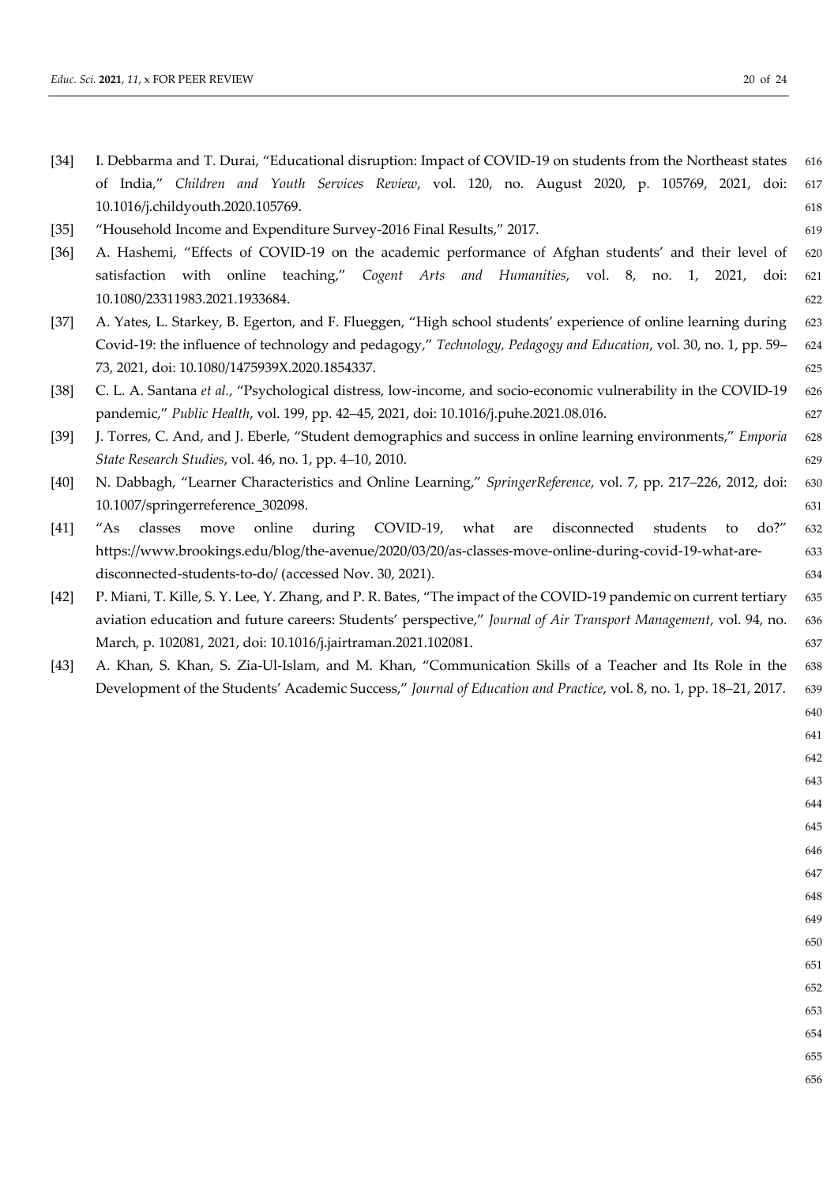[34] I. Debbarma and T. Durai, "Educational disruption: Impact of COVID-19 on students from the Northeast states of India," *Children and Youth Services Review*, vol. 120, no. August 2020, p. 105769, 2021, doi: 10.1016/j.childyouth.2020.105769.

[35] "Household Income and Expenditure Survey-2016 Final Results," 2017.

[36] A. Hashemi, "Effects of COVID-19 on the academic performance of Afghan students' and their level of satisfaction with online teaching," *Cogent Arts and Humanities*, vol. 8, no. 1, 2021, doi: 10.1080/23311983.2021.1933684.

[37] A. Yates, L. Starkey, B. Egerton, and F. Flueggen, "High school students' experience of online learning during Covid-19: the influence of technology and pedagogy," *Technology, Pedagogy and Education*, vol. 30, no. 1, pp. 59–73, 2021, doi: 10.1080/1475939X.2020.1854337.

[38] C. L. A. Santana *et al.*, "Psychological distress, low-income, and socio-economic vulnerability in the COVID-19 pandemic," *Public Health*, vol. 199, pp. 42–45, 2021, doi: 10.1016/j.puhe.2021.08.016.

[39] J. Torres, C. And, and J. Eberle, "Student demographics and success in online learning environments," *Emporia State Research Studies*, vol. 46, no. 1, pp. 4–10, 2010.

[40] N. Dabbagh, "Learner Characteristics and Online Learning," *SpringerReference*, vol. 7, pp. 217–226, 2012, doi: 10.1007/springerreference_302098.

[41] "As classes move online during COVID-19, what are disconnected students to do?" https://www.brookings.edu/blog/the-avenue/2020/03/20/as-classes-move-online-during-covid-19-what-are-disconnected-students-to-do/ (accessed Nov. 30, 2021).

[42] P. Miani, T. Kille, S. Y. Lee, Y. Zhang, and P. R. Bates, "The impact of the COVID-19 pandemic on current tertiary aviation education and future careers: Students' perspective," *Journal of Air Transport Management*, vol. 94, no. March, p. 102081, 2021, doi: 10.1016/j.jairtraman.2021.102081.

[43] A. Khan, S. Khan, S. Zia-Ul-Islam, and M. Khan, "Communication Skills of a Teacher and Its Role in the Development of the Students' Academic Success," *Journal of Education and Practice*, vol. 8, no. 1, pp. 18–21, 2017.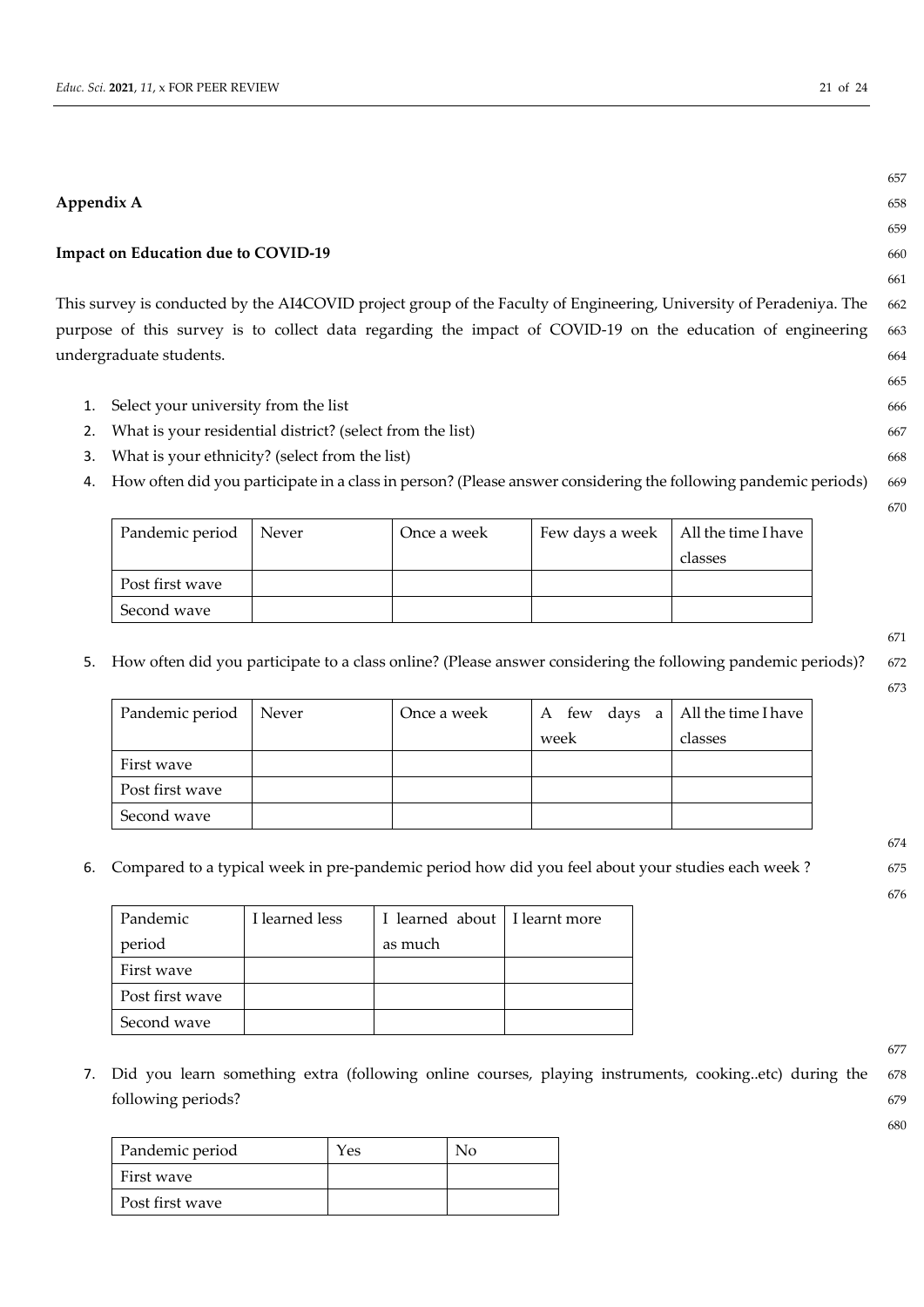## Appendix A

### Impact on Education due to COVID-19

This survey is conducted by the AI4COVID project group of the Faculty of Engineering, University of Peradeniya. The purpose of this survey is to collect data regarding the impact of COVID-19 on the education of engineering undergraduate students.

1. Select your university from the list
2. What is your residential district? (select from the list)
3. What is your ethnicity? (select from the list)
4. How often did you participate in a class in person? (Please answer considering the following pandemic periods)

| Pandemic period | Never | Once a week | Few days a week | All the time I have classes |
|---|---|---|---|---|
| Post first wave | | | | |
| Second wave | | | | |

5. How often did you participate to a class online? (Please answer considering the following pandemic periods)?

| Pandemic period | Never | Once a week | A few days a week | All the time I have classes |
|---|---|---|---|---|
| First wave | | | | |
| Post first wave | | | | |
| Second wave | | | | |

6. Compared to a typical week in pre-pandemic period how did you feel about your studies each week ?

| Pandemic period | I learned less | I learned about as much | I learnt more |
|---|---|---|---|
| First wave | | | |
| Post first wave | | | |
| Second wave | | | |

7. Did you learn something extra (following online courses, playing instruments, cooking..etc) during the following periods?

| Pandemic period | Yes | No |
|---|---|---|
| First wave | | |
| Post first wave | | |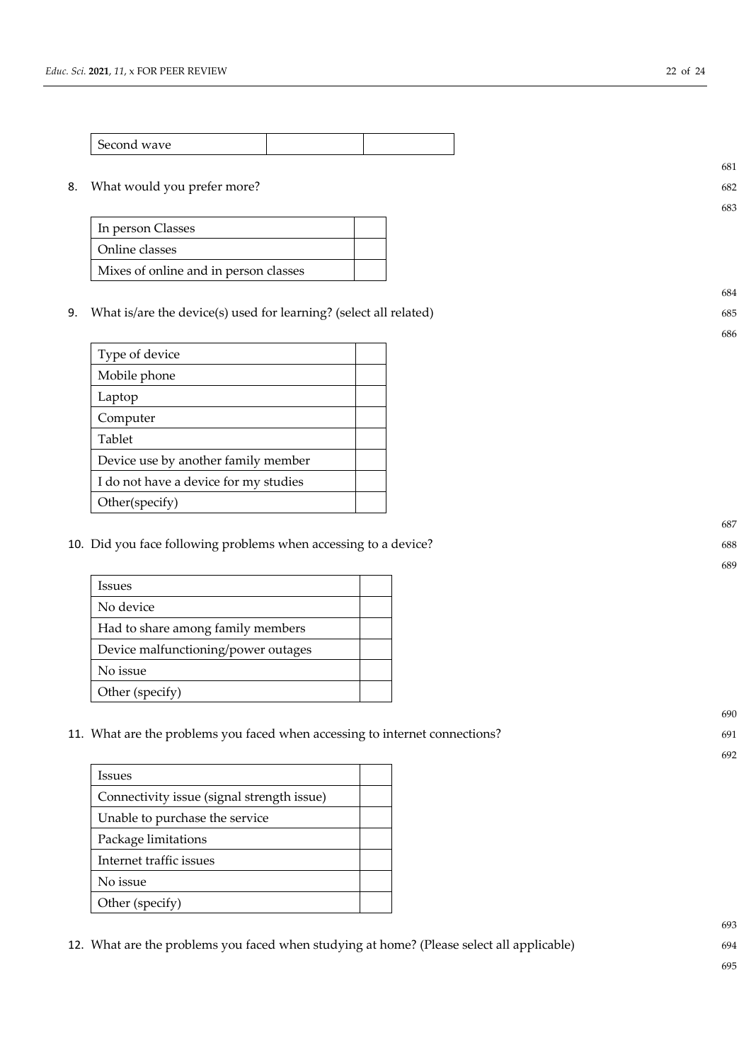| Second wave | | |
|---|---|---|

8. What would you prefer more?

| In person Classes | |
|---|---|
| Online classes | |
| Mixes of online and in person classes | |

9. What is/are the device(s) used for learning? (select all related)

| Type of device | |
|---|---|
| Mobile phone | |
| Laptop | |
| Computer | |
| Tablet | |
| Device use by another family member | |
| I do not have a device for my studies | |
| Other(specify) | |

10. Did you face following problems when accessing to a device?

| Issues | |
|---|---|
| No device | |
| Had to share among family members | |
| Device malfunctioning/power outages | |
| No issue | |
| Other (specify) | |

11. What are the problems you faced when accessing to internet connections?

| Issues | |
|---|---|
| Connectivity issue (signal strength issue) | |
| Unable to purchase the service | |
| Package limitations | |
| Internet traffic issues | |
| No issue | |
| Other (specify) | |

12. What are the problems you faced when studying at home? (Please select all applicable)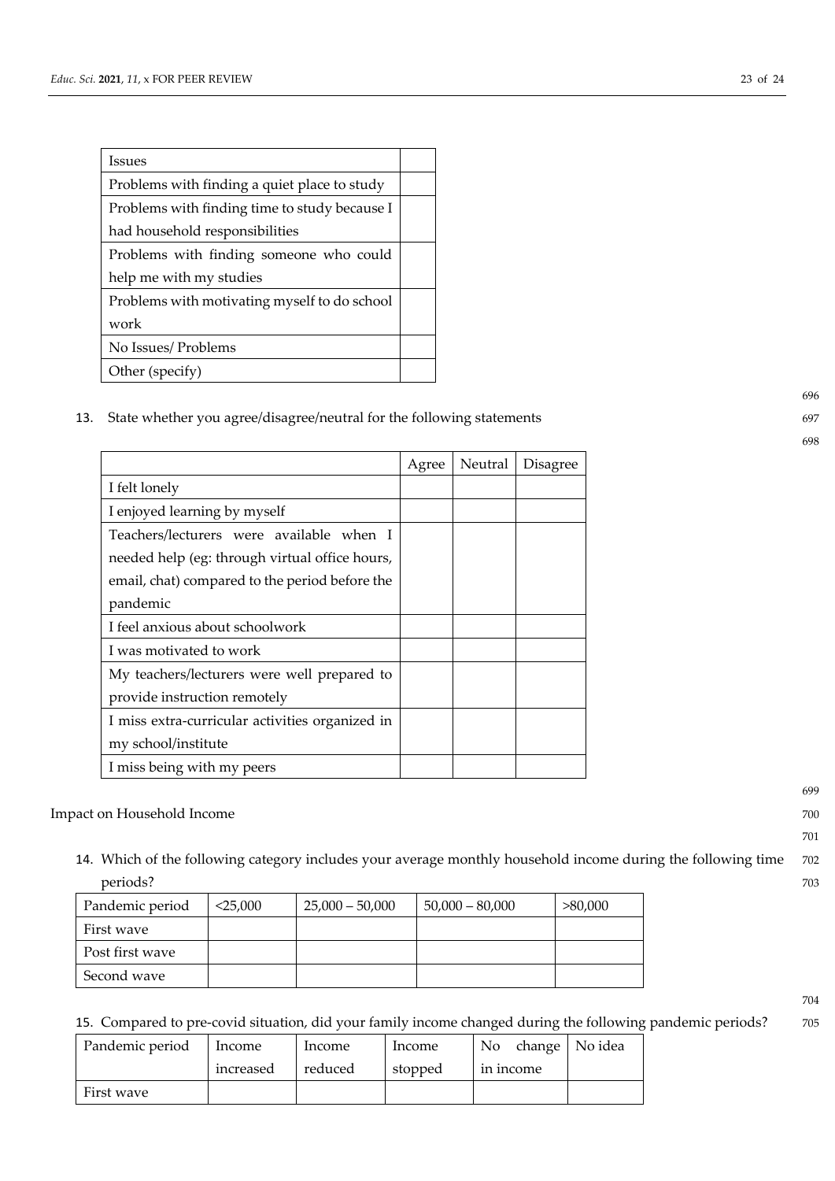| Issues | |
|---|---|
| Problems with finding a quiet place to study | |
| Problems with finding time to study because I had household responsibilities | |
| Problems with finding someone who could help me with my studies | |
| Problems with motivating myself to do school work | |
| No Issues/ Problems | |
| Other (specify) | |

13. State whether you agree/disagree/neutral for the following statements

| | Agree | Neutral | Disagree |
|---|---|---|---|
| I felt lonely | | | |
| I enjoyed learning by myself | | | |
| Teachers/lecturers were available when I needed help (eg: through virtual office hours, email, chat) compared to the period before the pandemic | | | |
| I feel anxious about schoolwork | | | |
| I was motivated to work | | | |
| My teachers/lecturers were well prepared to provide instruction remotely | | | |
| I miss extra-curricular activities organized in my school/institute | | | |
| I miss being with my peers | | | |

Impact on Household Income

14. Which of the following category includes your average monthly household income during the following time periods?

| Pandemic period | <25,000 | 25,000 – 50,000 | 50,000 – 80,000 | >80,000 |
|---|---|---|---|---|
| First wave | | | | |
| Post first wave | | | | |
| Second wave | | | | |

15. Compared to pre-covid situation, did your family income changed during the following pandemic periods?

| Pandemic period | Income increased | Income reduced | Income stopped | No change in income | No idea |
|---|---|---|---|---|---|
| First wave | | | | | |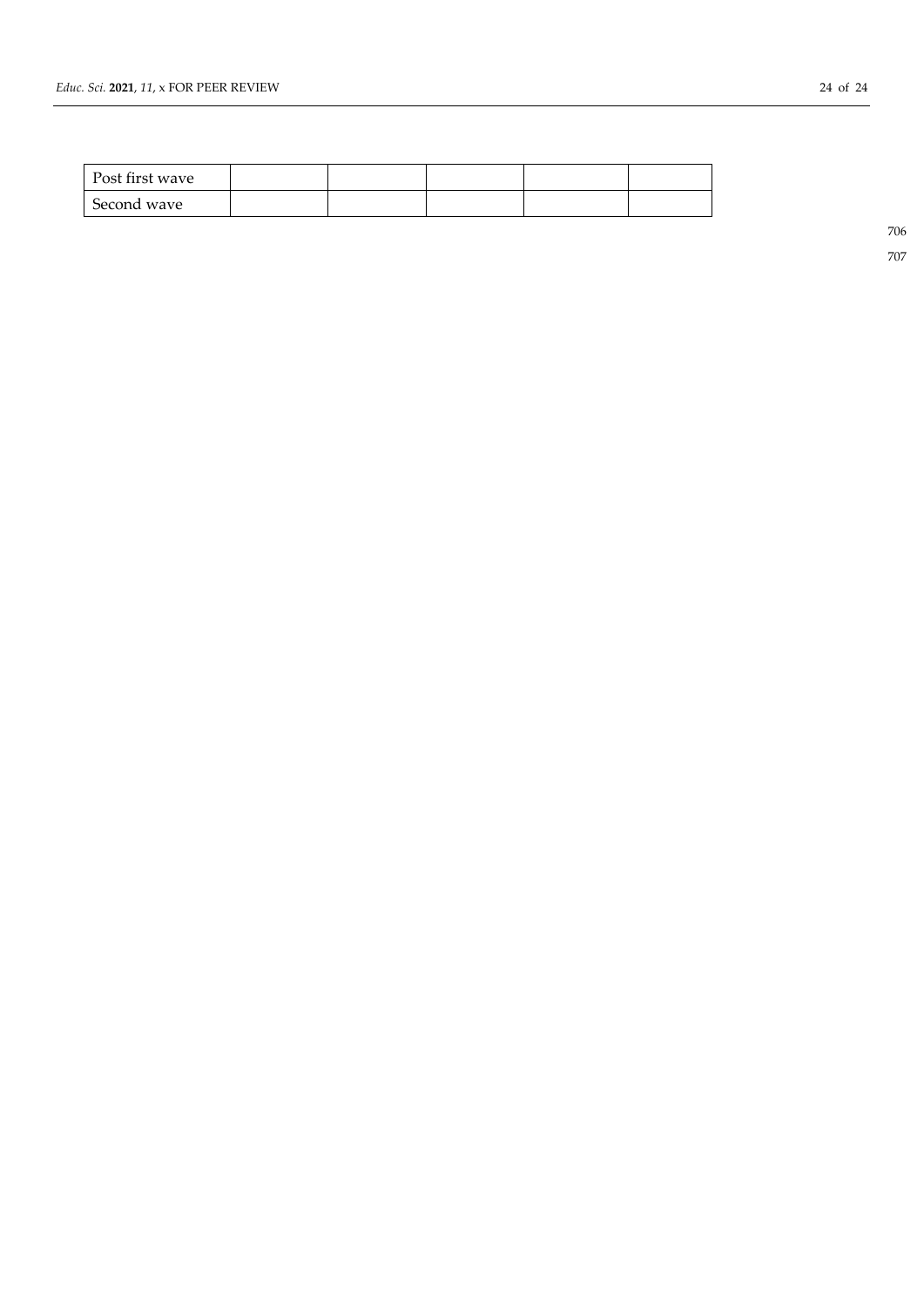| | | | | | |
|---|---|---|---|---|---|
| Post first wave | | | | | |
| Second wave | | | | | |